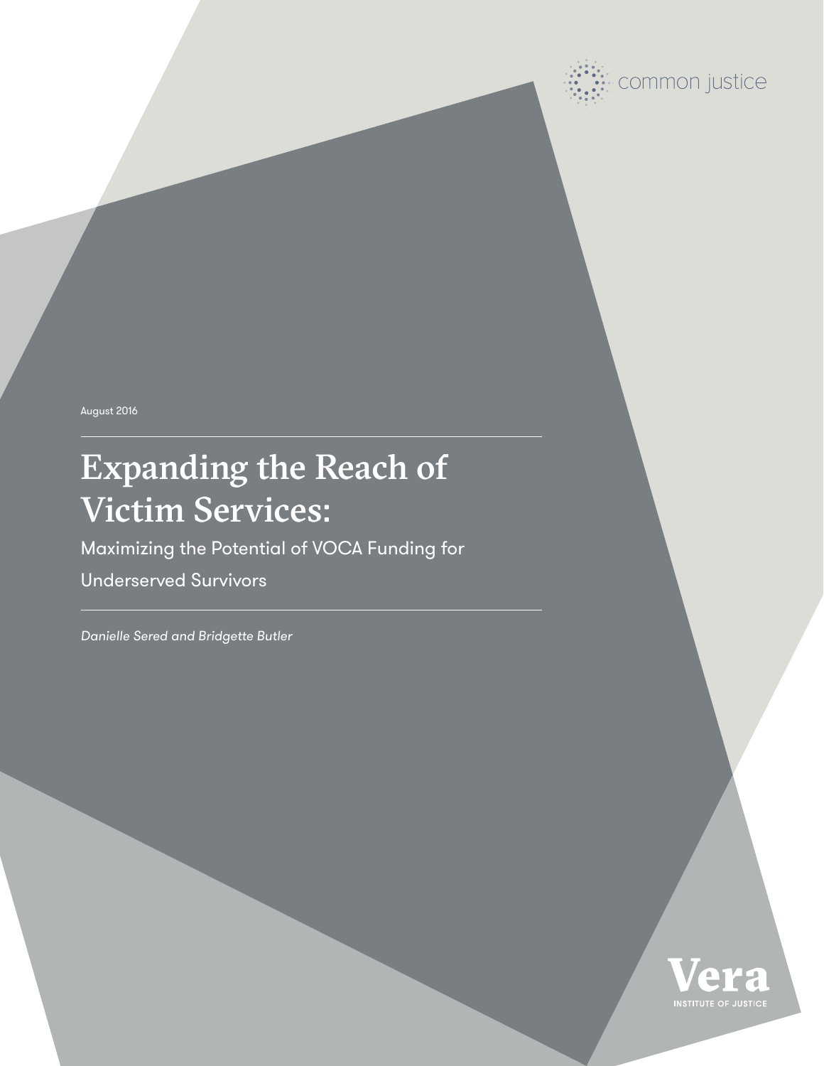common justice

August 2016

# Expanding the Reach of Victim Services:

## Maximizing the Potential of VOCA Funding for Underserved Survivors

*Danielle Sered and Bridgette Butler*

Vera
INSTITUTE OF JUSTICE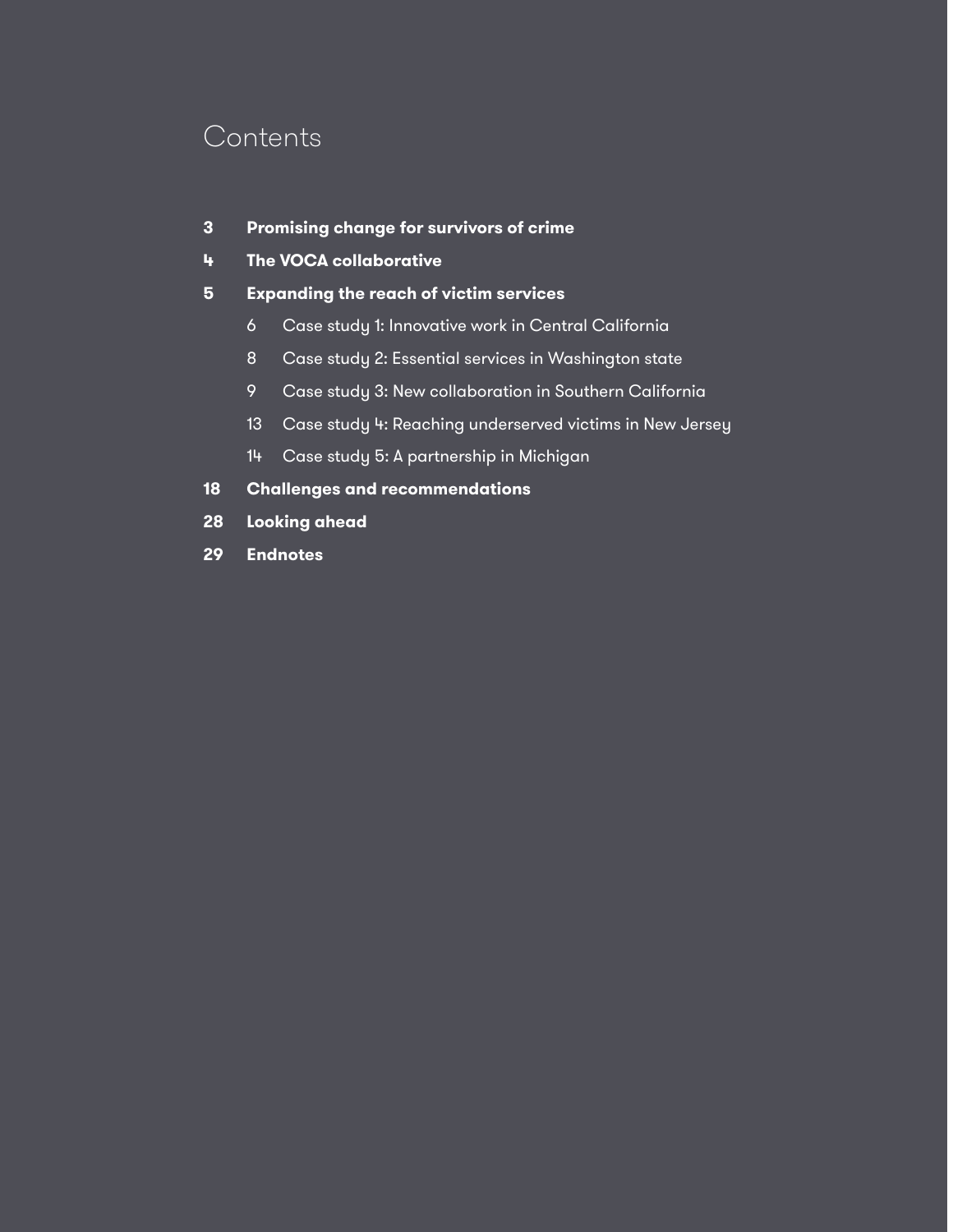# Contents

**3** **Promising change for survivors of crime**

**4** **The VOCA collaborative**

**5** **Expanding the reach of victim services**

- 6 Case study 1: Innovative work in Central California
- 8 Case study 2: Essential services in Washington state
- 9 Case study 3: New collaboration in Southern California
- 13 Case study 4: Reaching underserved victims in New Jersey
- 14 Case study 5: A partnership in Michigan

**18** **Challenges and recommendations**

**28** **Looking ahead**

**29** **Endnotes**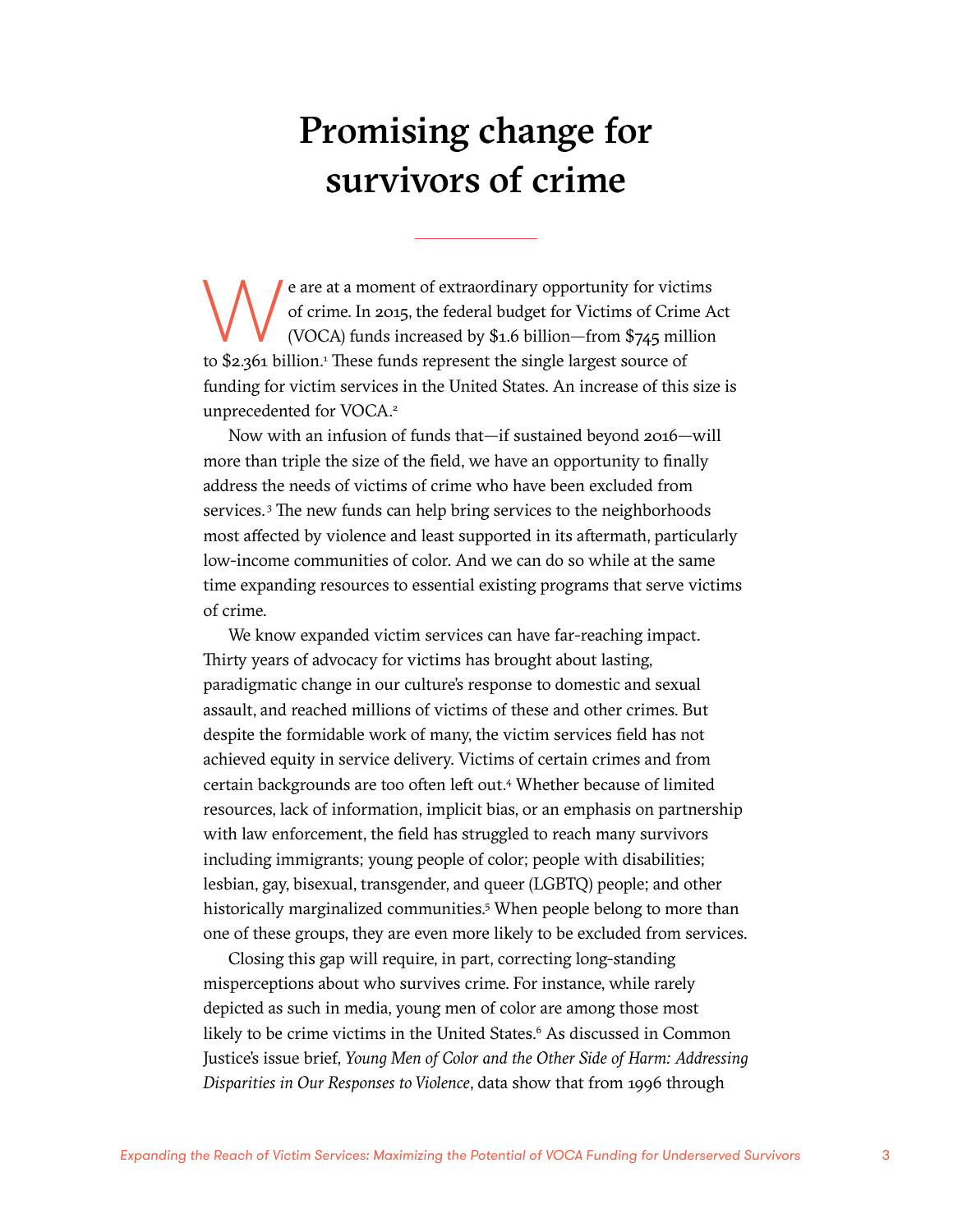# Promising change for survivors of crime

We are at a moment of extraordinary opportunity for victims of crime. In 2015, the federal budget for Victims of Crime Act (VOCA) funds increased by $1.6 billion—from $745 million to $2.361 billion.[1] These funds represent the single largest source of funding for victim services in the United States. An increase of this size is unprecedented for VOCA.[2]

Now with an infusion of funds that—if sustained beyond 2016—will more than triple the size of the field, we have an opportunity to finally address the needs of victims of crime who have been excluded from services.[3] The new funds can help bring services to the neighborhoods most affected by violence and least supported in its aftermath, particularly low-income communities of color. And we can do so while at the same time expanding resources to essential existing programs that serve victims of crime.

We know expanded victim services can have far-reaching impact. Thirty years of advocacy for victims has brought about lasting, paradigmatic change in our culture's response to domestic and sexual assault, and reached millions of victims of these and other crimes. But despite the formidable work of many, the victim services field has not achieved equity in service delivery. Victims of certain crimes and from certain backgrounds are too often left out.[4] Whether because of limited resources, lack of information, implicit bias, or an emphasis on partnership with law enforcement, the field has struggled to reach many survivors including immigrants; young people of color; people with disabilities; lesbian, gay, bisexual, transgender, and queer (LGBTQ) people; and other historically marginalized communities.[5] When people belong to more than one of these groups, they are even more likely to be excluded from services.

Closing this gap will require, in part, correcting long-standing misperceptions about who survives crime. For instance, while rarely depicted as such in media, young men of color are among those most likely to be crime victims in the United States.[6] As discussed in Common Justice's issue brief, *Young Men of Color and the Other Side of Harm: Addressing Disparities in Our Responses to Violence*, data show that from 1996 through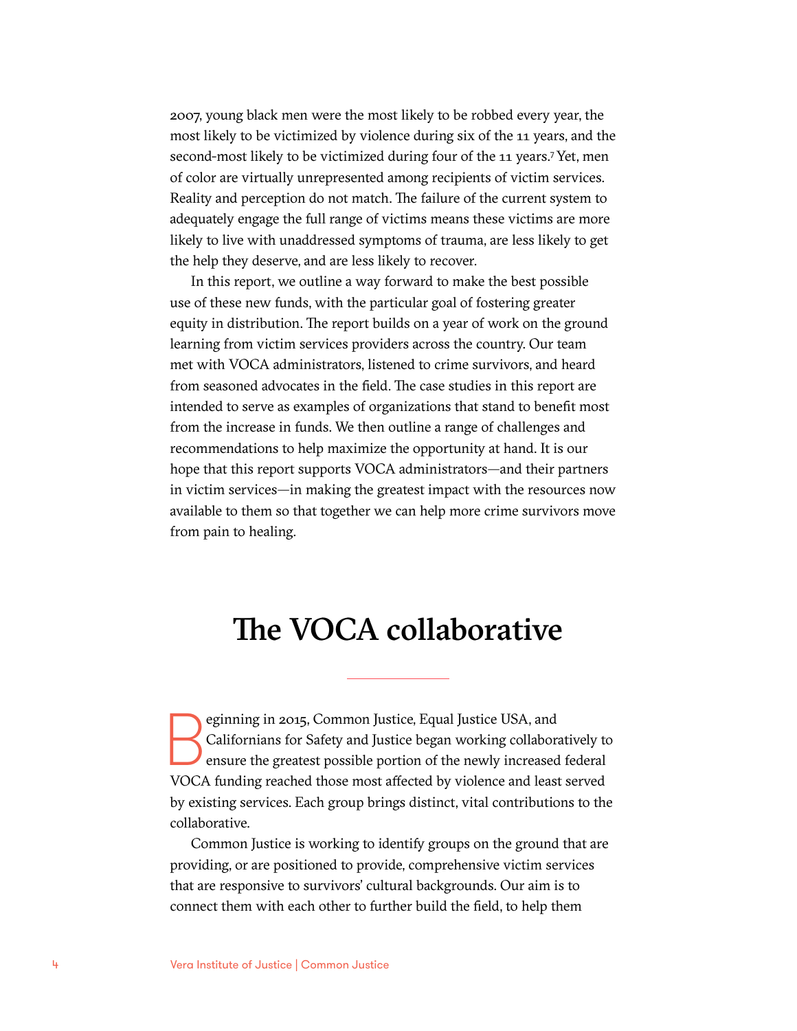2007, young black men were the most likely to be robbed every year, the most likely to be victimized by violence during six of the 11 years, and the second-most likely to be victimized during four of the 11 years.[7] Yet, men of color are virtually unrepresented among recipients of victim services. Reality and perception do not match. The failure of the current system to adequately engage the full range of victims means these victims are more likely to live with unaddressed symptoms of trauma, are less likely to get the help they deserve, and are less likely to recover.

In this report, we outline a way forward to make the best possible use of these new funds, with the particular goal of fostering greater equity in distribution. The report builds on a year of work on the ground learning from victim services providers across the country. Our team met with VOCA administrators, listened to crime survivors, and heard from seasoned advocates in the field. The case studies in this report are intended to serve as examples of organizations that stand to benefit most from the increase in funds. We then outline a range of challenges and recommendations to help maximize the opportunity at hand. It is our hope that this report supports VOCA administrators—and their partners in victim services—in making the greatest impact with the resources now available to them so that together we can help more crime survivors move from pain to healing.

## The VOCA collaborative

Beginning in 2015, Common Justice, Equal Justice USA, and Californians for Safety and Justice began working collaboratively to ensure the greatest possible portion of the newly increased federal VOCA funding reached those most affected by violence and least served by existing services. Each group brings distinct, vital contributions to the collaborative.

Common Justice is working to identify groups on the ground that are providing, or are positioned to provide, comprehensive victim services that are responsive to survivors' cultural backgrounds. Our aim is to connect them with each other to further build the field, to help them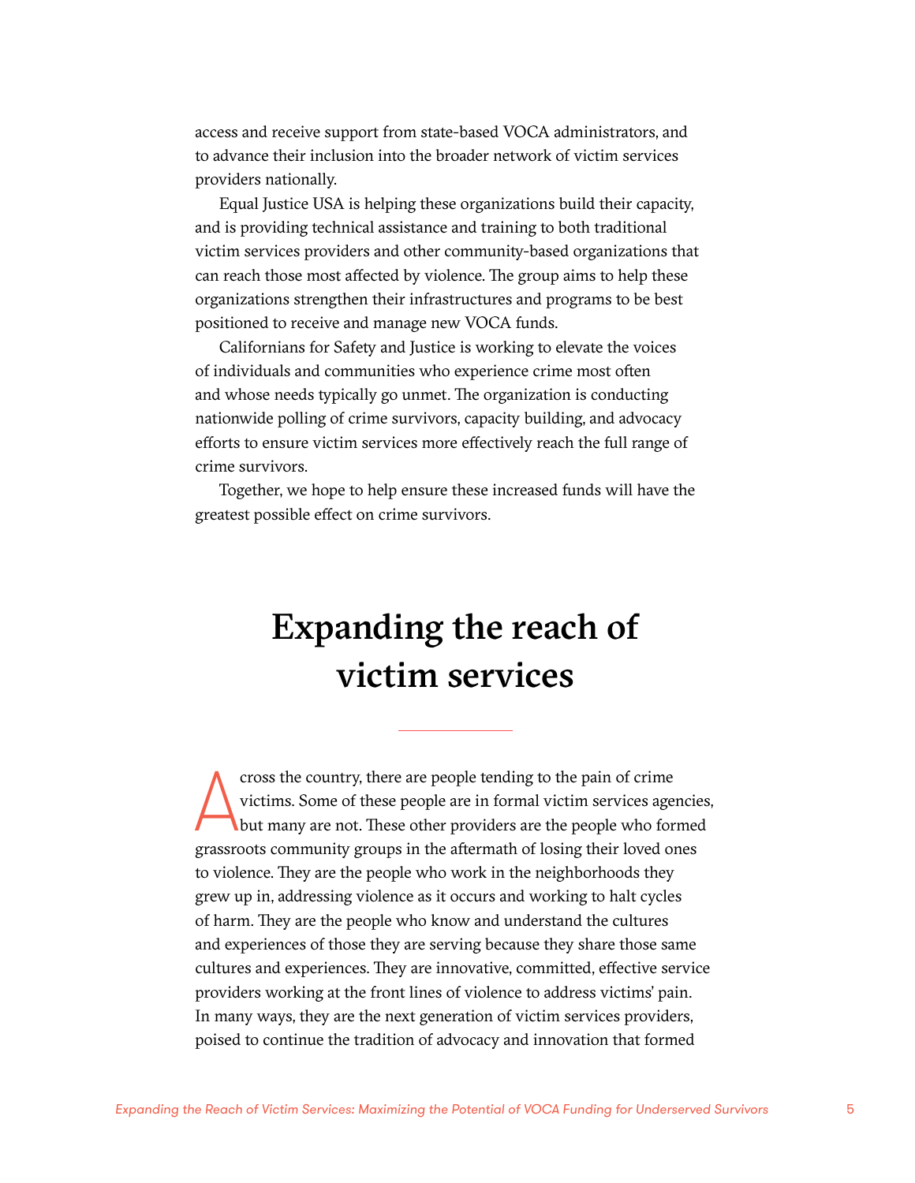access and receive support from state-based VOCA administrators, and to advance their inclusion into the broader network of victim services providers nationally.

Equal Justice USA is helping these organizations build their capacity, and is providing technical assistance and training to both traditional victim services providers and other community-based organizations that can reach those most affected by violence. The group aims to help these organizations strengthen their infrastructures and programs to be best positioned to receive and manage new VOCA funds.

Californians for Safety and Justice is working to elevate the voices of individuals and communities who experience crime most often and whose needs typically go unmet. The organization is conducting nationwide polling of crime survivors, capacity building, and advocacy efforts to ensure victim services more effectively reach the full range of crime survivors.

Together, we hope to help ensure these increased funds will have the greatest possible effect on crime survivors.

# Expanding the reach of victim services

Across the country, there are people tending to the pain of crime victims. Some of these people are in formal victim services agencies, but many are not. These other providers are the people who formed grassroots community groups in the aftermath of losing their loved ones to violence. They are the people who work in the neighborhoods they grew up in, addressing violence as it occurs and working to halt cycles of harm. They are the people who know and understand the cultures and experiences of those they are serving because they share those same cultures and experiences. They are innovative, committed, effective service providers working at the front lines of violence to address victims' pain. In many ways, they are the next generation of victim services providers, poised to continue the tradition of advocacy and innovation that formed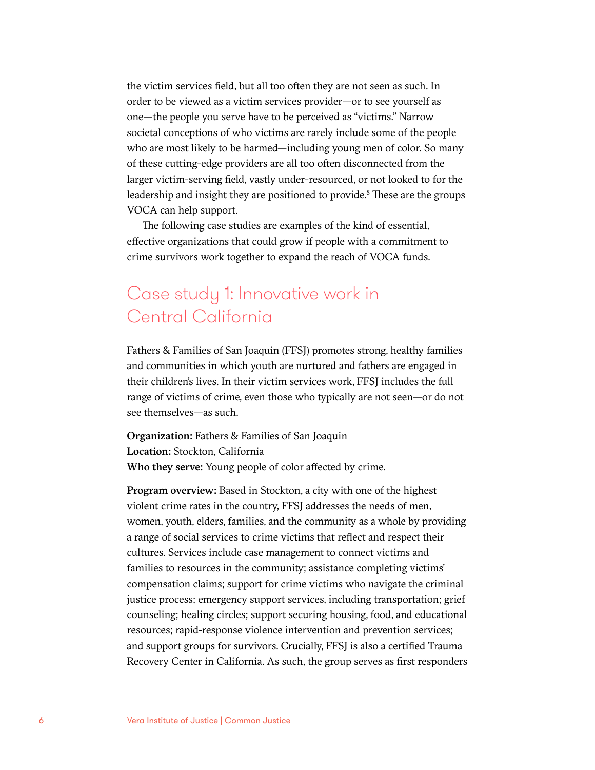the victim services field, but all too often they are not seen as such. In order to be viewed as a victim services provider—or to see yourself as one—the people you serve have to be perceived as "victims." Narrow societal conceptions of who victims are rarely include some of the people who are most likely to be harmed—including young men of color. So many of these cutting-edge providers are all too often disconnected from the larger victim-serving field, vastly under-resourced, or not looked to for the leadership and insight they are positioned to provide.[8] These are the groups VOCA can help support.

The following case studies are examples of the kind of essential, effective organizations that could grow if people with a commitment to crime survivors work together to expand the reach of VOCA funds.

## Case study 1: Innovative work in Central California

Fathers & Families of San Joaquin (FFSJ) promotes strong, healthy families and communities in which youth are nurtured and fathers are engaged in their children's lives. In their victim services work, FFSJ includes the full range of victims of crime, even those who typically are not seen—or do not see themselves—as such.

**Organization:** Fathers & Families of San Joaquin
**Location:** Stockton, California
**Who they serve:** Young people of color affected by crime.

**Program overview:** Based in Stockton, a city with one of the highest violent crime rates in the country, FFSJ addresses the needs of men, women, youth, elders, families, and the community as a whole by providing a range of social services to crime victims that reflect and respect their cultures. Services include case management to connect victims and families to resources in the community; assistance completing victims' compensation claims; support for crime victims who navigate the criminal justice process; emergency support services, including transportation; grief counseling; healing circles; support securing housing, food, and educational resources; rapid-response violence intervention and prevention services; and support groups for survivors. Crucially, FFSJ is also a certified Trauma Recovery Center in California. As such, the group serves as first responders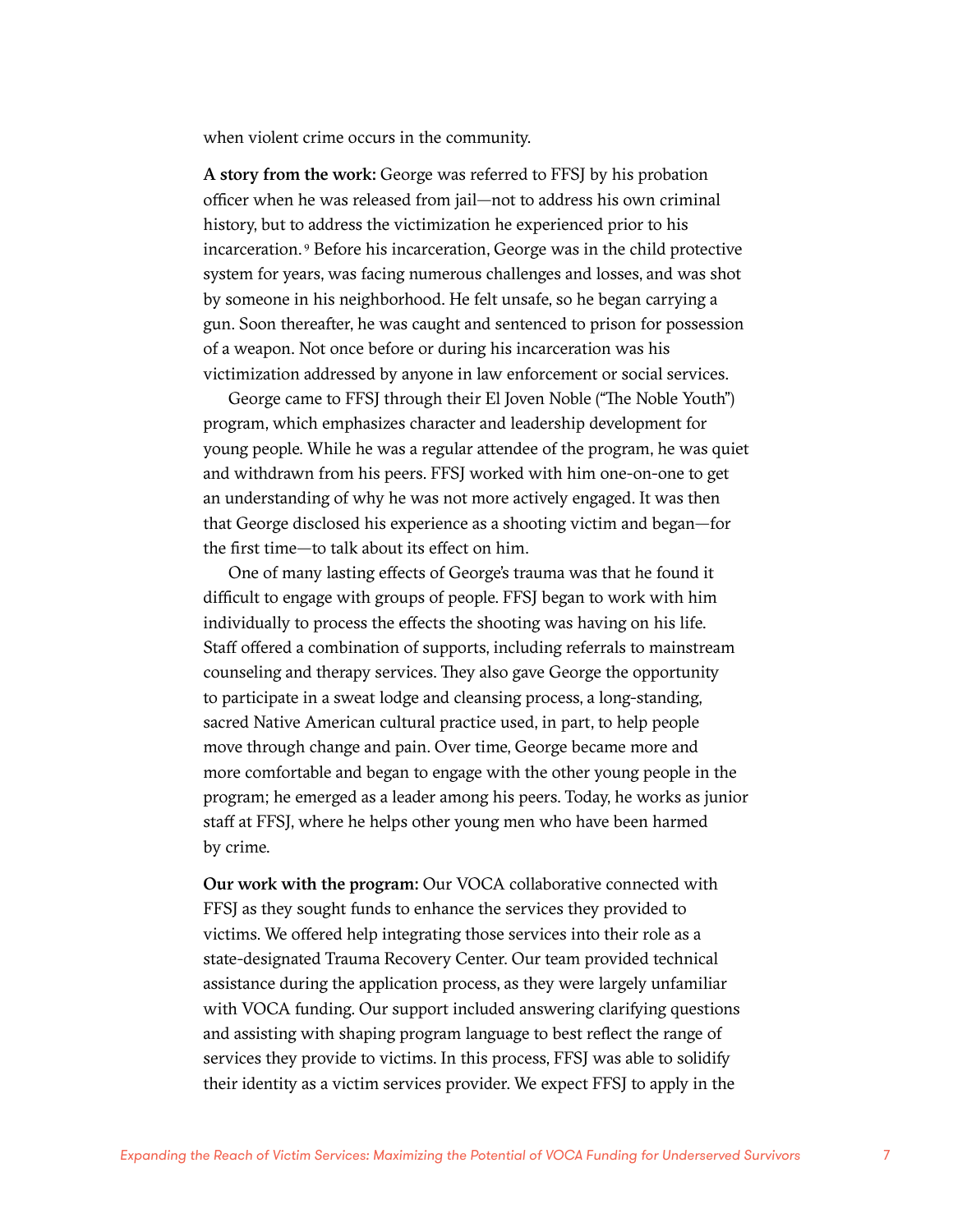when violent crime occurs in the community.

**A story from the work:** George was referred to FFSJ by his probation officer when he was released from jail—not to address his own criminal history, but to address the victimization he experienced prior to his incarceration.[9] Before his incarceration, George was in the child protective system for years, was facing numerous challenges and losses, and was shot by someone in his neighborhood. He felt unsafe, so he began carrying a gun. Soon thereafter, he was caught and sentenced to prison for possession of a weapon. Not once before or during his incarceration was his victimization addressed by anyone in law enforcement or social services.

George came to FFSJ through their El Joven Noble ("The Noble Youth") program, which emphasizes character and leadership development for young people. While he was a regular attendee of the program, he was quiet and withdrawn from his peers. FFSJ worked with him one-on-one to get an understanding of why he was not more actively engaged. It was then that George disclosed his experience as a shooting victim and began—for the first time—to talk about its effect on him.

One of many lasting effects of George's trauma was that he found it difficult to engage with groups of people. FFSJ began to work with him individually to process the effects the shooting was having on his life. Staff offered a combination of supports, including referrals to mainstream counseling and therapy services. They also gave George the opportunity to participate in a sweat lodge and cleansing process, a long-standing, sacred Native American cultural practice used, in part, to help people move through change and pain. Over time, George became more and more comfortable and began to engage with the other young people in the program; he emerged as a leader among his peers. Today, he works as junior staff at FFSJ, where he helps other young men who have been harmed by crime.

**Our work with the program:** Our VOCA collaborative connected with FFSJ as they sought funds to enhance the services they provided to victims. We offered help integrating those services into their role as a state-designated Trauma Recovery Center. Our team provided technical assistance during the application process, as they were largely unfamiliar with VOCA funding. Our support included answering clarifying questions and assisting with shaping program language to best reflect the range of services they provide to victims. In this process, FFSJ was able to solidify their identity as a victim services provider. We expect FFSJ to apply in the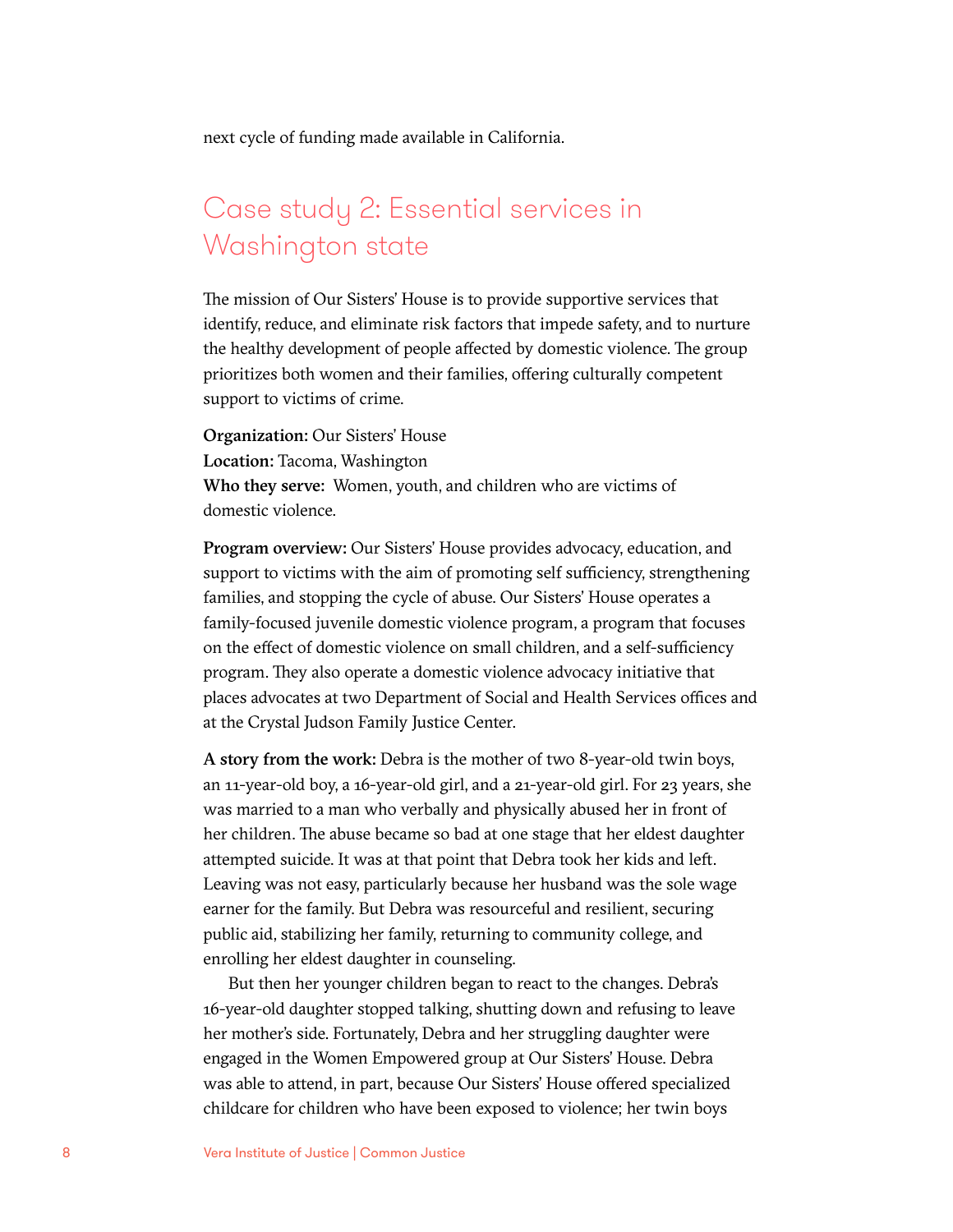next cycle of funding made available in California.

## Case study 2: Essential services in Washington state

The mission of Our Sisters' House is to provide supportive services that identify, reduce, and eliminate risk factors that impede safety, and to nurture the healthy development of people affected by domestic violence. The group prioritizes both women and their families, offering culturally competent support to victims of crime.

**Organization:** Our Sisters' House
**Location:** Tacoma, Washington
**Who they serve:** Women, youth, and children who are victims of domestic violence.

**Program overview:** Our Sisters' House provides advocacy, education, and support to victims with the aim of promoting self sufficiency, strengthening families, and stopping the cycle of abuse. Our Sisters' House operates a family-focused juvenile domestic violence program, a program that focuses on the effect of domestic violence on small children, and a self-sufficiency program. They also operate a domestic violence advocacy initiative that places advocates at two Department of Social and Health Services offices and at the Crystal Judson Family Justice Center.

**A story from the work:** Debra is the mother of two 8-year-old twin boys, an 11-year-old boy, a 16-year-old girl, and a 21-year-old girl. For 23 years, she was married to a man who verbally and physically abused her in front of her children. The abuse became so bad at one stage that her eldest daughter attempted suicide. It was at that point that Debra took her kids and left. Leaving was not easy, particularly because her husband was the sole wage earner for the family. But Debra was resourceful and resilient, securing public aid, stabilizing her family, returning to community college, and enrolling her eldest daughter in counseling.

But then her younger children began to react to the changes. Debra's 16-year-old daughter stopped talking, shutting down and refusing to leave her mother's side. Fortunately, Debra and her struggling daughter were engaged in the Women Empowered group at Our Sisters' House. Debra was able to attend, in part, because Our Sisters' House offered specialized childcare for children who have been exposed to violence; her twin boys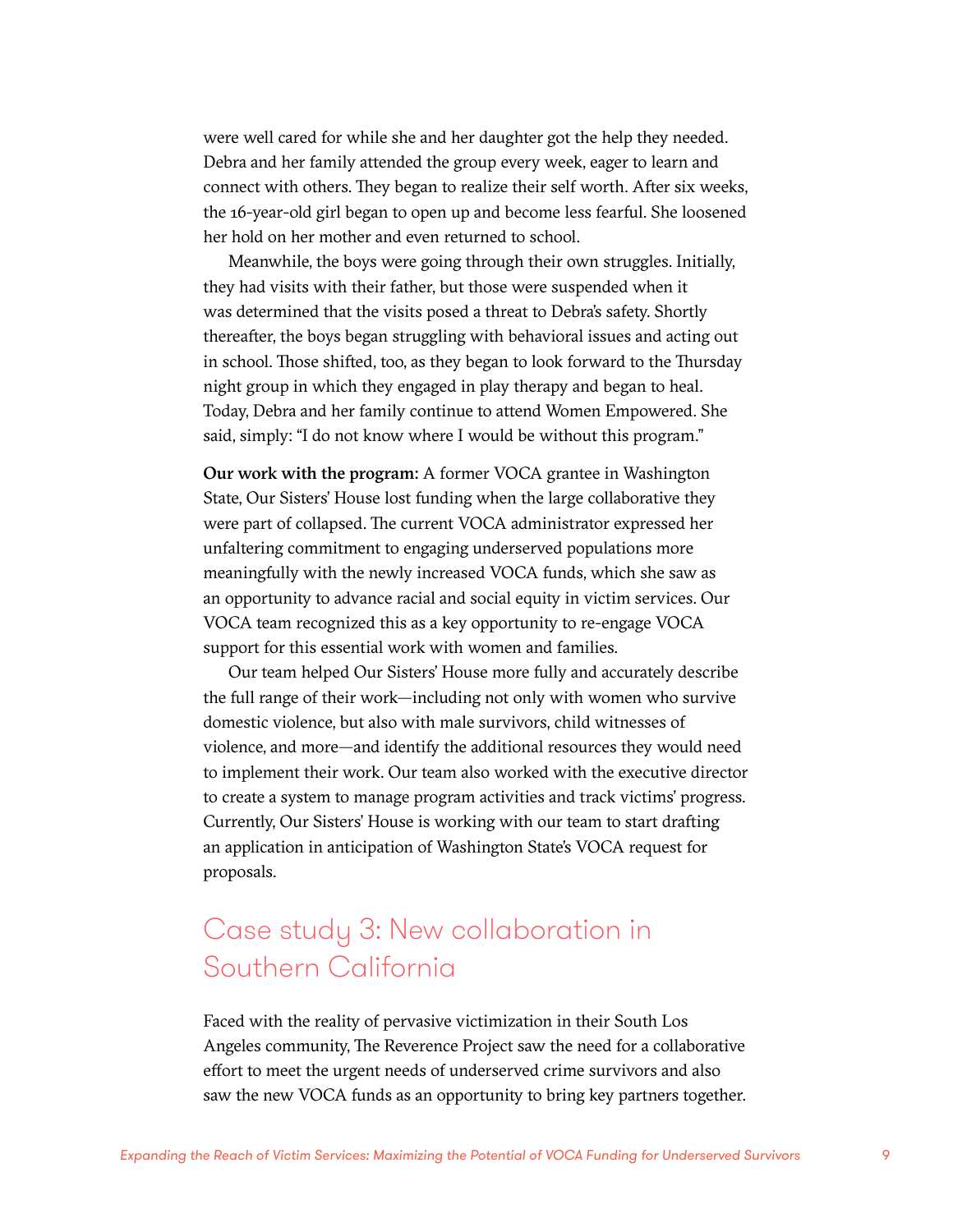were well cared for while she and her daughter got the help they needed. Debra and her family attended the group every week, eager to learn and connect with others. They began to realize their self worth. After six weeks, the 16-year-old girl began to open up and become less fearful. She loosened her hold on her mother and even returned to school.

Meanwhile, the boys were going through their own struggles. Initially, they had visits with their father, but those were suspended when it was determined that the visits posed a threat to Debra's safety. Shortly thereafter, the boys began struggling with behavioral issues and acting out in school. Those shifted, too, as they began to look forward to the Thursday night group in which they engaged in play therapy and began to heal. Today, Debra and her family continue to attend Women Empowered. She said, simply: "I do not know where I would be without this program."

**Our work with the program:** A former VOCA grantee in Washington State, Our Sisters' House lost funding when the large collaborative they were part of collapsed. The current VOCA administrator expressed her unfaltering commitment to engaging underserved populations more meaningfully with the newly increased VOCA funds, which she saw as an opportunity to advance racial and social equity in victim services. Our VOCA team recognized this as a key opportunity to re-engage VOCA support for this essential work with women and families.

Our team helped Our Sisters' House more fully and accurately describe the full range of their work—including not only with women who survive domestic violence, but also with male survivors, child witnesses of violence, and more—and identify the additional resources they would need to implement their work. Our team also worked with the executive director to create a system to manage program activities and track victims' progress. Currently, Our Sisters' House is working with our team to start drafting an application in anticipation of Washington State's VOCA request for proposals.

## Case study 3: New collaboration in Southern California

Faced with the reality of pervasive victimization in their South Los Angeles community, The Reverence Project saw the need for a collaborative effort to meet the urgent needs of underserved crime survivors and also saw the new VOCA funds as an opportunity to bring key partners together.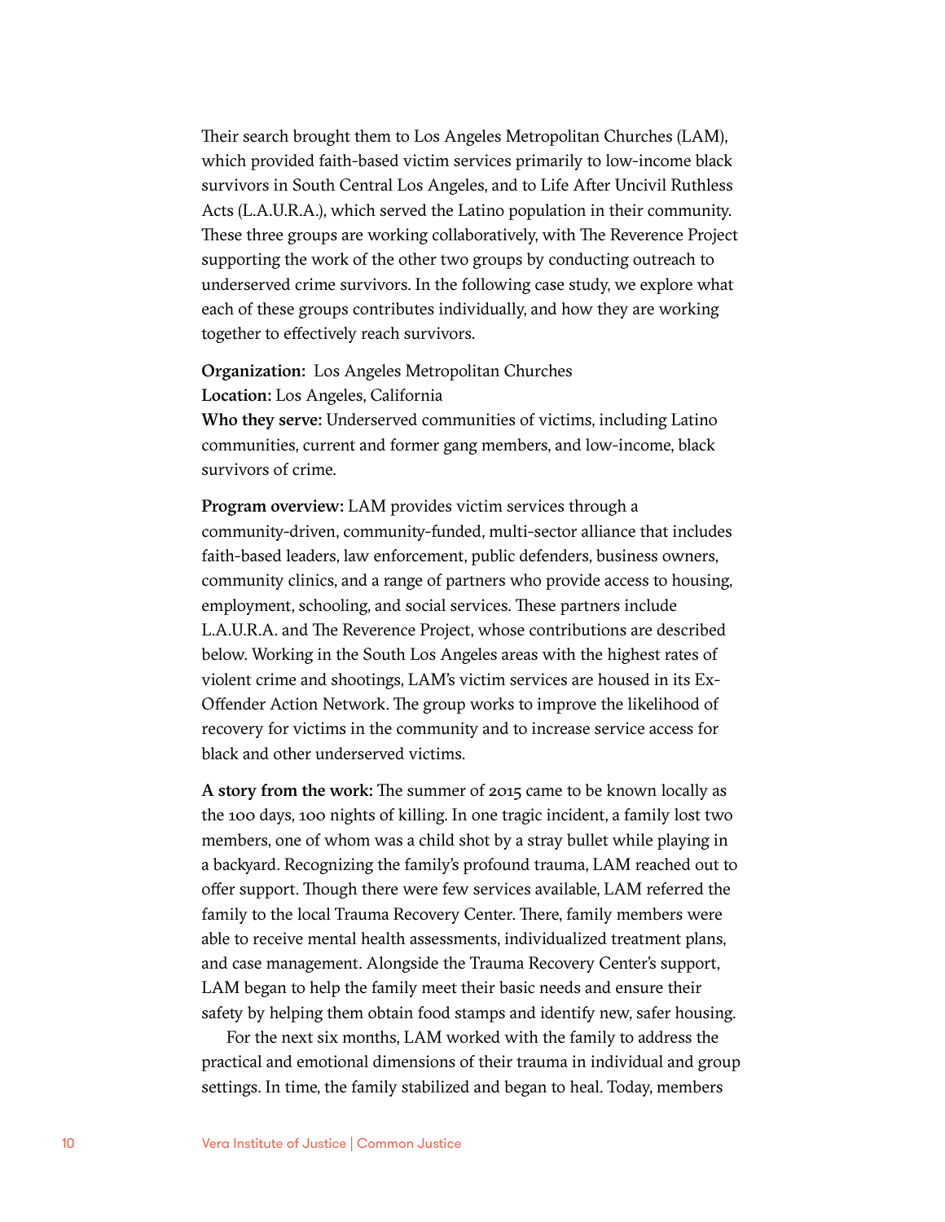Their search brought them to Los Angeles Metropolitan Churches (LAM), which provided faith-based victim services primarily to low-income black survivors in South Central Los Angeles, and to Life After Uncivil Ruthless Acts (L.A.U.R.A.), which served the Latino population in their community. These three groups are working collaboratively, with The Reverence Project supporting the work of the other two groups by conducting outreach to underserved crime survivors. In the following case study, we explore what each of these groups contributes individually, and how they are working together to effectively reach survivors.

**Organization:** Los Angeles Metropolitan Churches
**Location:** Los Angeles, California
**Who they serve:** Underserved communities of victims, including Latino communities, current and former gang members, and low-income, black survivors of crime.

**Program overview:** LAM provides victim services through a community-driven, community-funded, multi-sector alliance that includes faith-based leaders, law enforcement, public defenders, business owners, community clinics, and a range of partners who provide access to housing, employment, schooling, and social services. These partners include L.A.U.R.A. and The Reverence Project, whose contributions are described below. Working in the South Los Angeles areas with the highest rates of violent crime and shootings, LAM's victim services are housed in its Ex-Offender Action Network. The group works to improve the likelihood of recovery for victims in the community and to increase service access for black and other underserved victims.

**A story from the work:** The summer of 2015 came to be known locally as the 100 days, 100 nights of killing. In one tragic incident, a family lost two members, one of whom was a child shot by a stray bullet while playing in a backyard. Recognizing the family's profound trauma, LAM reached out to offer support. Though there were few services available, LAM referred the family to the local Trauma Recovery Center. There, family members were able to receive mental health assessments, individualized treatment plans, and case management. Alongside the Trauma Recovery Center's support, LAM began to help the family meet their basic needs and ensure their safety by helping them obtain food stamps and identify new, safer housing.

For the next six months, LAM worked with the family to address the practical and emotional dimensions of their trauma in individual and group settings. In time, the family stabilized and began to heal. Today, members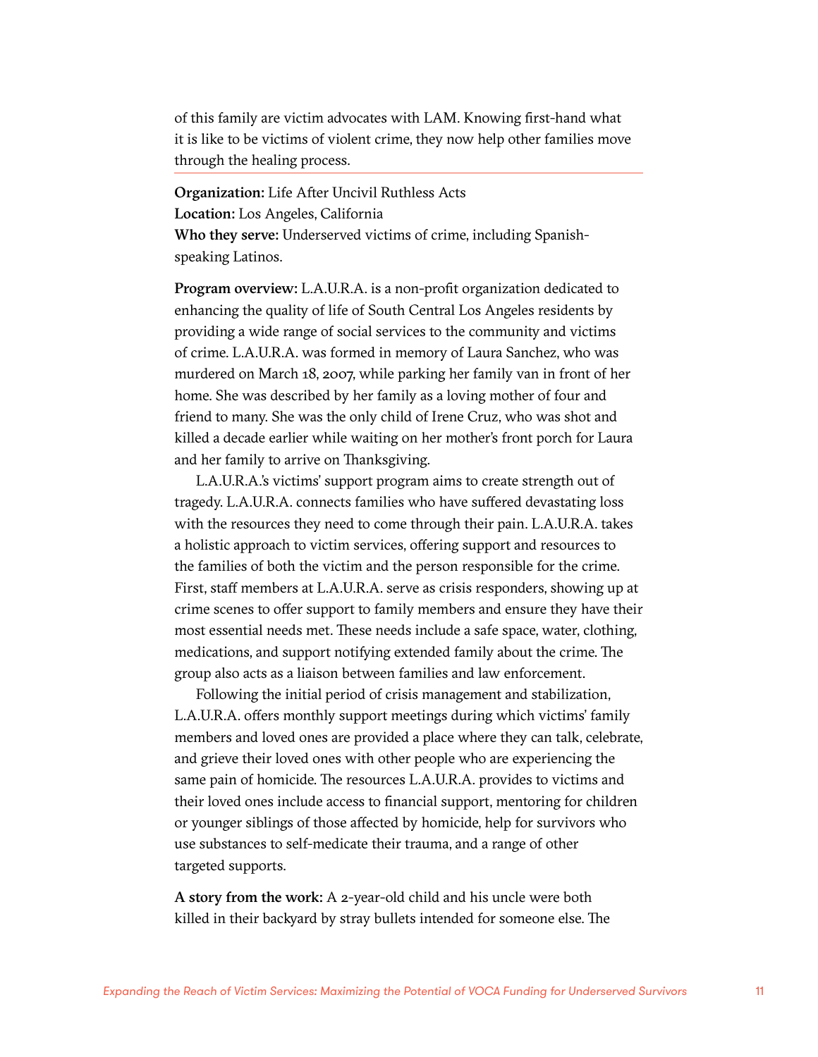of this family are victim advocates with LAM. Knowing first-hand what it is like to be victims of violent crime, they now help other families move through the healing process.

---

**Organization:** Life After Uncivil Ruthless Acts
**Location:** Los Angeles, California
**Who they serve:** Underserved victims of crime, including Spanish-speaking Latinos.

**Program overview:** L.A.U.R.A. is a non-profit organization dedicated to enhancing the quality of life of South Central Los Angeles residents by providing a wide range of social services to the community and victims of crime. L.A.U.R.A. was formed in memory of Laura Sanchez, who was murdered on March 18, 2007, while parking her family van in front of her home. She was described by her family as a loving mother of four and friend to many. She was the only child of Irene Cruz, who was shot and killed a decade earlier while waiting on her mother's front porch for Laura and her family to arrive on Thanksgiving.

L.A.U.R.A.'s victims' support program aims to create strength out of tragedy. L.A.U.R.A. connects families who have suffered devastating loss with the resources they need to come through their pain. L.A.U.R.A. takes a holistic approach to victim services, offering support and resources to the families of both the victim and the person responsible for the crime. First, staff members at L.A.U.R.A. serve as crisis responders, showing up at crime scenes to offer support to family members and ensure they have their most essential needs met. These needs include a safe space, water, clothing, medications, and support notifying extended family about the crime. The group also acts as a liaison between families and law enforcement.

Following the initial period of crisis management and stabilization, L.A.U.R.A. offers monthly support meetings during which victims' family members and loved ones are provided a place where they can talk, celebrate, and grieve their loved ones with other people who are experiencing the same pain of homicide. The resources L.A.U.R.A. provides to victims and their loved ones include access to financial support, mentoring for children or younger siblings of those affected by homicide, help for survivors who use substances to self-medicate their trauma, and a range of other targeted supports.

**A story from the work:** A 2-year-old child and his uncle were both killed in their backyard by stray bullets intended for someone else. The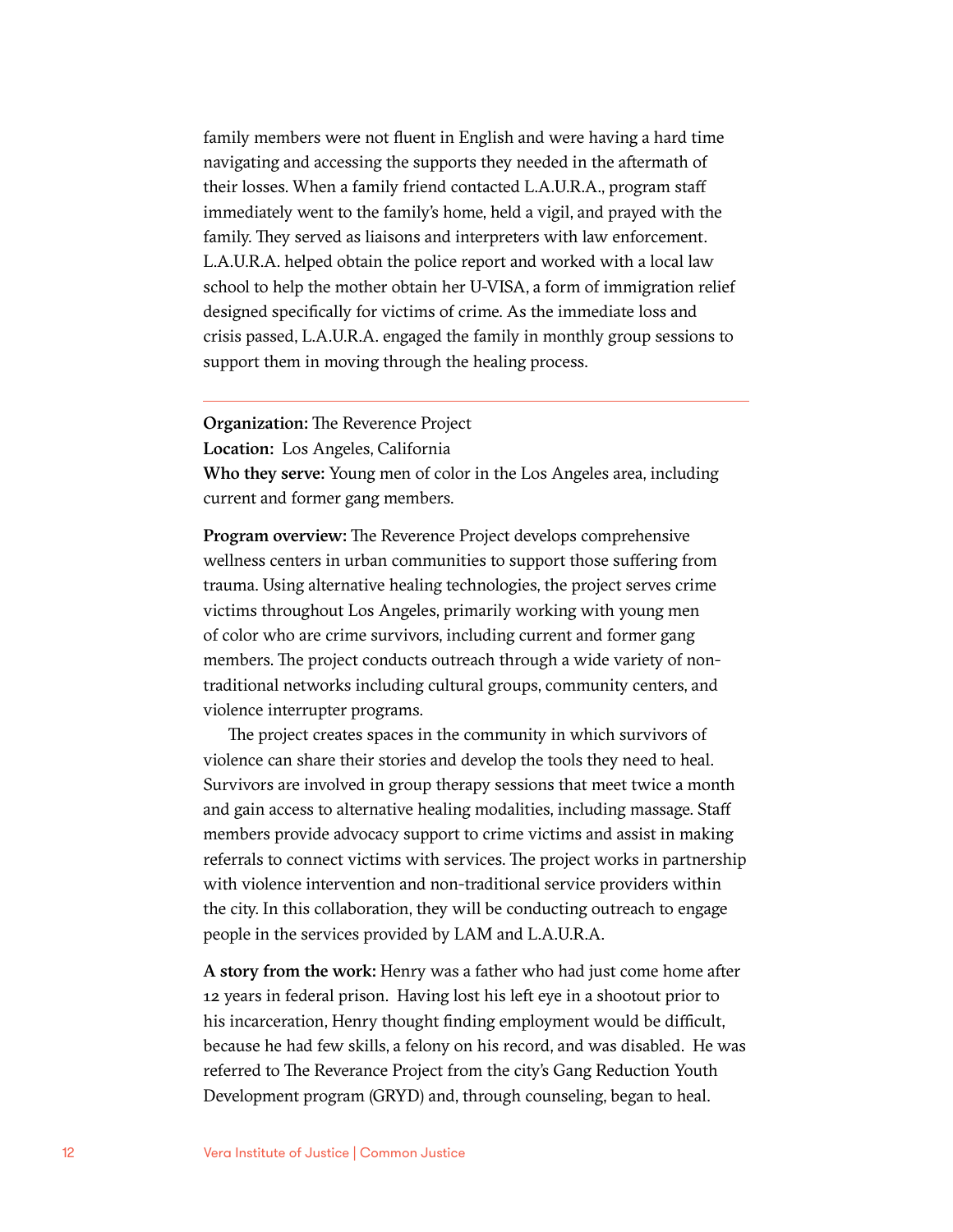family members were not fluent in English and were having a hard time navigating and accessing the supports they needed in the aftermath of their losses. When a family friend contacted L.A.U.R.A., program staff immediately went to the family's home, held a vigil, and prayed with the family. They served as liaisons and interpreters with law enforcement. L.A.U.R.A. helped obtain the police report and worked with a local law school to help the mother obtain her U-VISA, a form of immigration relief designed specifically for victims of crime. As the immediate loss and crisis passed, L.A.U.R.A. engaged the family in monthly group sessions to support them in moving through the healing process.

---

**Organization:** The Reverence Project
**Location:** Los Angeles, California
**Who they serve:** Young men of color in the Los Angeles area, including current and former gang members.

**Program overview:** The Reverence Project develops comprehensive wellness centers in urban communities to support those suffering from trauma. Using alternative healing technologies, the project serves crime victims throughout Los Angeles, primarily working with young men of color who are crime survivors, including current and former gang members. The project conducts outreach through a wide variety of non-traditional networks including cultural groups, community centers, and violence interrupter programs.

The project creates spaces in the community in which survivors of violence can share their stories and develop the tools they need to heal. Survivors are involved in group therapy sessions that meet twice a month and gain access to alternative healing modalities, including massage. Staff members provide advocacy support to crime victims and assist in making referrals to connect victims with services. The project works in partnership with violence intervention and non-traditional service providers within the city. In this collaboration, they will be conducting outreach to engage people in the services provided by LAM and L.A.U.R.A.

**A story from the work:** Henry was a father who had just come home after 12 years in federal prison. Having lost his left eye in a shootout prior to his incarceration, Henry thought finding employment would be difficult, because he had few skills, a felony on his record, and was disabled. He was referred to The Reverance Project from the city's Gang Reduction Youth Development program (GRYD) and, through counseling, began to heal.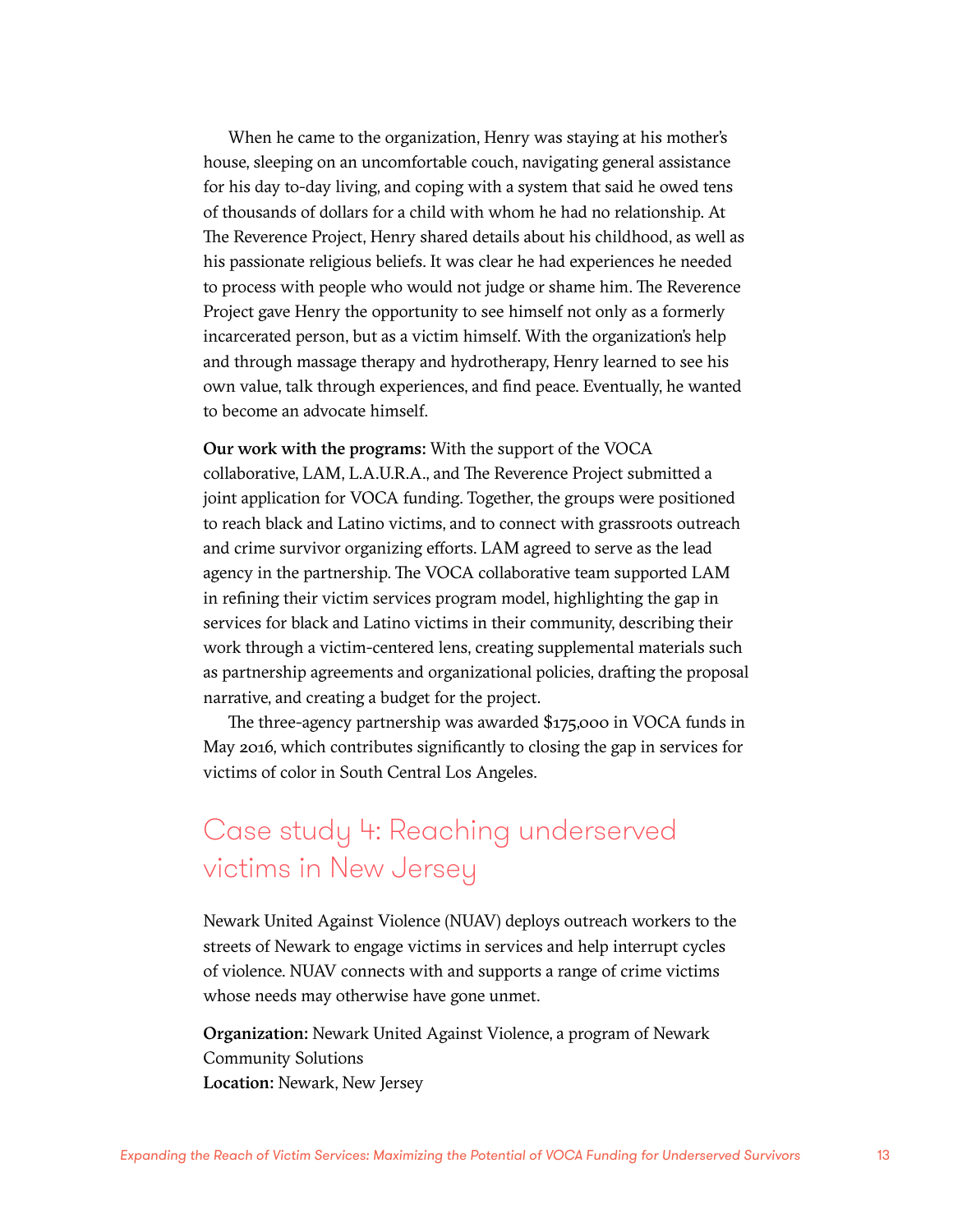When he came to the organization, Henry was staying at his mother's house, sleeping on an uncomfortable couch, navigating general assistance for his day to-day living, and coping with a system that said he owed tens of thousands of dollars for a child with whom he had no relationship. At The Reverence Project, Henry shared details about his childhood, as well as his passionate religious beliefs. It was clear he had experiences he needed to process with people who would not judge or shame him. The Reverence Project gave Henry the opportunity to see himself not only as a formerly incarcerated person, but as a victim himself. With the organization's help and through massage therapy and hydrotherapy, Henry learned to see his own value, talk through experiences, and find peace. Eventually, he wanted to become an advocate himself.

**Our work with the programs:** With the support of the VOCA collaborative, LAM, L.A.U.R.A., and The Reverence Project submitted a joint application for VOCA funding. Together, the groups were positioned to reach black and Latino victims, and to connect with grassroots outreach and crime survivor organizing efforts. LAM agreed to serve as the lead agency in the partnership. The VOCA collaborative team supported LAM in refining their victim services program model, highlighting the gap in services for black and Latino victims in their community, describing their work through a victim-centered lens, creating supplemental materials such as partnership agreements and organizational policies, drafting the proposal narrative, and creating a budget for the project.

The three-agency partnership was awarded $175,000 in VOCA funds in May 2016, which contributes significantly to closing the gap in services for victims of color in South Central Los Angeles.

## Case study 4: Reaching underserved victims in New Jersey

Newark United Against Violence (NUAV) deploys outreach workers to the streets of Newark to engage victims in services and help interrupt cycles of violence. NUAV connects with and supports a range of crime victims whose needs may otherwise have gone unmet.

**Organization:** Newark United Against Violence, a program of Newark Community Solutions
**Location:** Newark, New Jersey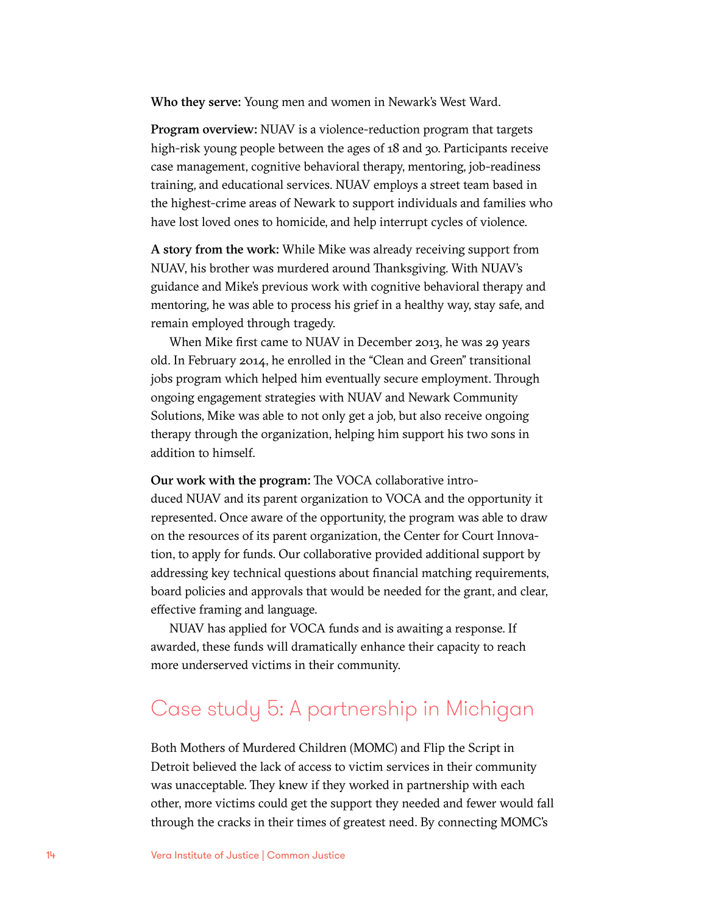**Who they serve:** Young men and women in Newark's West Ward.

**Program overview:** NUAV is a violence-reduction program that targets high-risk young people between the ages of 18 and 30. Participants receive case management, cognitive behavioral therapy, mentoring, job-readiness training, and educational services. NUAV employs a street team based in the highest-crime areas of Newark to support individuals and families who have lost loved ones to homicide, and help interrupt cycles of violence.

**A story from the work:** While Mike was already receiving support from NUAV, his brother was murdered around Thanksgiving. With NUAV's guidance and Mike's previous work with cognitive behavioral therapy and mentoring, he was able to process his grief in a healthy way, stay safe, and remain employed through tragedy.

When Mike first came to NUAV in December 2013, he was 29 years old. In February 2014, he enrolled in the "Clean and Green" transitional jobs program which helped him eventually secure employment. Through ongoing engagement strategies with NUAV and Newark Community Solutions, Mike was able to not only get a job, but also receive ongoing therapy through the organization, helping him support his two sons in addition to himself.

**Our work with the program:** The VOCA collaborative introduced NUAV and its parent organization to VOCA and the opportunity it represented. Once aware of the opportunity, the program was able to draw on the resources of its parent organization, the Center for Court Innovation, to apply for funds. Our collaborative provided additional support by addressing key technical questions about financial matching requirements, board policies and approvals that would be needed for the grant, and clear, effective framing and language.

NUAV has applied for VOCA funds and is awaiting a response. If awarded, these funds will dramatically enhance their capacity to reach more underserved victims in their community.

## Case study 5: A partnership in Michigan

Both Mothers of Murdered Children (MOMC) and Flip the Script in Detroit believed the lack of access to victim services in their community was unacceptable. They knew if they worked in partnership with each other, more victims could get the support they needed and fewer would fall through the cracks in their times of greatest need. By connecting MOMC's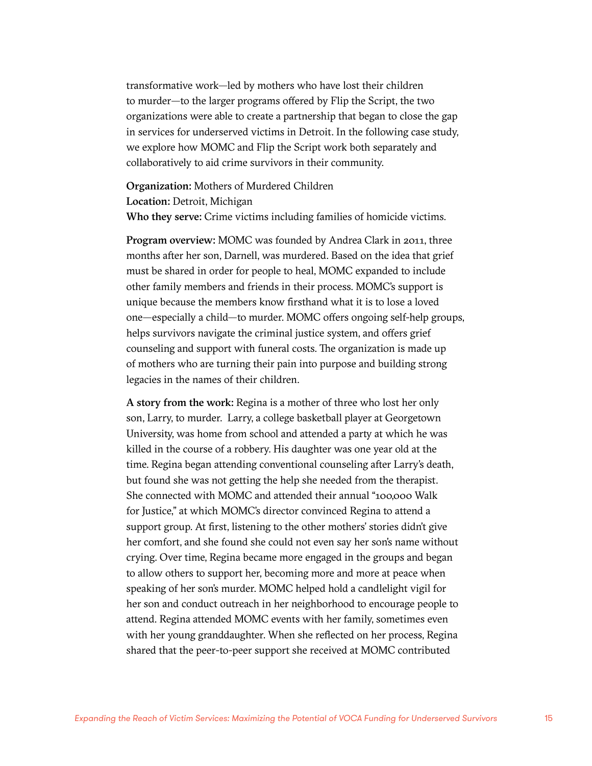transformative work—led by mothers who have lost their children to murder—to the larger programs offered by Flip the Script, the two organizations were able to create a partnership that began to close the gap in services for underserved victims in Detroit. In the following case study, we explore how MOMC and Flip the Script work both separately and collaboratively to aid crime survivors in their community.

**Organization:** Mothers of Murdered Children  
**Location:** Detroit, Michigan  
**Who they serve:** Crime victims including families of homicide victims.

**Program overview:** MOMC was founded by Andrea Clark in 2011, three months after her son, Darnell, was murdered. Based on the idea that grief must be shared in order for people to heal, MOMC expanded to include other family members and friends in their process. MOMC's support is unique because the members know firsthand what it is to lose a loved one—especially a child—to murder. MOMC offers ongoing self-help groups, helps survivors navigate the criminal justice system, and offers grief counseling and support with funeral costs. The organization is made up of mothers who are turning their pain into purpose and building strong legacies in the names of their children.

**A story from the work:** Regina is a mother of three who lost her only son, Larry, to murder. Larry, a college basketball player at Georgetown University, was home from school and attended a party at which he was killed in the course of a robbery. His daughter was one year old at the time. Regina began attending conventional counseling after Larry's death, but found she was not getting the help she needed from the therapist. She connected with MOMC and attended their annual "100,000 Walk for Justice," at which MOMC's director convinced Regina to attend a support group. At first, listening to the other mothers' stories didn't give her comfort, and she found she could not even say her son's name without crying. Over time, Regina became more engaged in the groups and began to allow others to support her, becoming more and more at peace when speaking of her son's murder. MOMC helped hold a candlelight vigil for her son and conduct outreach in her neighborhood to encourage people to attend. Regina attended MOMC events with her family, sometimes even with her young granddaughter. When she reflected on her process, Regina shared that the peer-to-peer support she received at MOMC contributed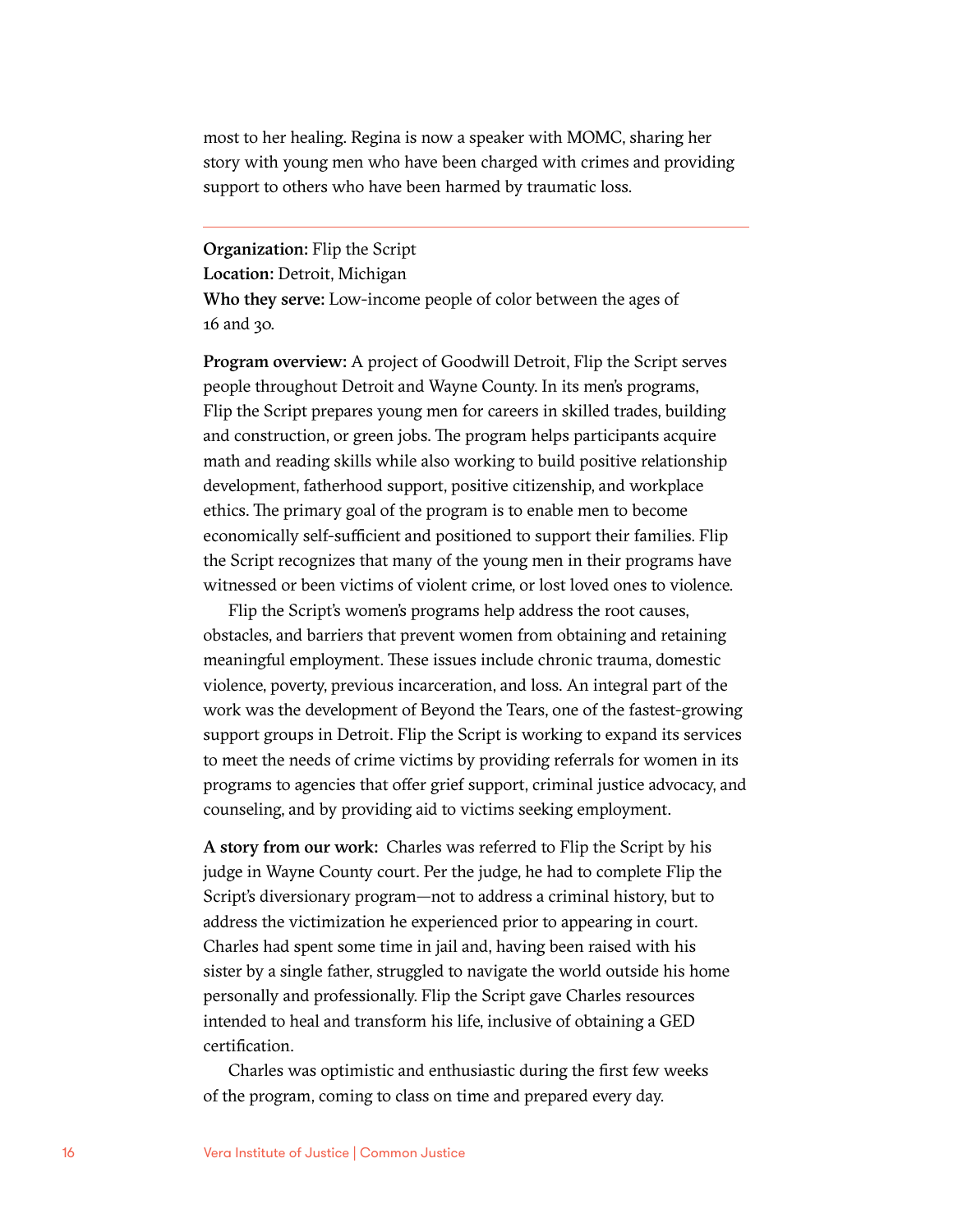most to her healing. Regina is now a speaker with MOMC, sharing her story with young men who have been charged with crimes and providing support to others who have been harmed by traumatic loss.

---

**Organization:** Flip the Script
**Location:** Detroit, Michigan
**Who they serve:** Low-income people of color between the ages of 16 and 30.

**Program overview:** A project of Goodwill Detroit, Flip the Script serves people throughout Detroit and Wayne County. In its men's programs, Flip the Script prepares young men for careers in skilled trades, building and construction, or green jobs. The program helps participants acquire math and reading skills while also working to build positive relationship development, fatherhood support, positive citizenship, and workplace ethics. The primary goal of the program is to enable men to become economically self-sufficient and positioned to support their families. Flip the Script recognizes that many of the young men in their programs have witnessed or been victims of violent crime, or lost loved ones to violence.

Flip the Script's women's programs help address the root causes, obstacles, and barriers that prevent women from obtaining and retaining meaningful employment. These issues include chronic trauma, domestic violence, poverty, previous incarceration, and loss. An integral part of the work was the development of Beyond the Tears, one of the fastest-growing support groups in Detroit. Flip the Script is working to expand its services to meet the needs of crime victims by providing referrals for women in its programs to agencies that offer grief support, criminal justice advocacy, and counseling, and by providing aid to victims seeking employment.

**A story from our work:** Charles was referred to Flip the Script by his judge in Wayne County court. Per the judge, he had to complete Flip the Script's diversionary program—not to address a criminal history, but to address the victimization he experienced prior to appearing in court. Charles had spent some time in jail and, having been raised with his sister by a single father, struggled to navigate the world outside his home personally and professionally. Flip the Script gave Charles resources intended to heal and transform his life, inclusive of obtaining a GED certification.

Charles was optimistic and enthusiastic during the first few weeks of the program, coming to class on time and prepared every day.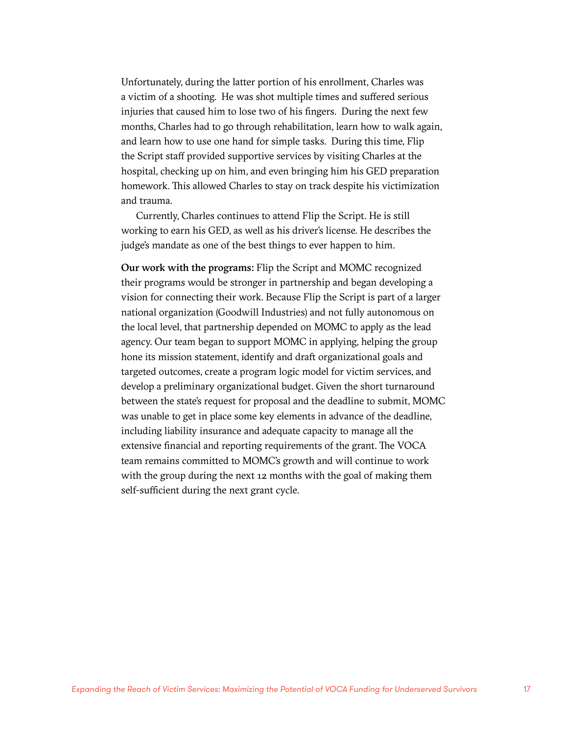Unfortunately, during the latter portion of his enrollment, Charles was a victim of a shooting. He was shot multiple times and suffered serious injuries that caused him to lose two of his fingers. During the next few months, Charles had to go through rehabilitation, learn how to walk again, and learn how to use one hand for simple tasks. During this time, Flip the Script staff provided supportive services by visiting Charles at the hospital, checking up on him, and even bringing him his GED preparation homework. This allowed Charles to stay on track despite his victimization and trauma.

Currently, Charles continues to attend Flip the Script. He is still working to earn his GED, as well as his driver's license. He describes the judge's mandate as one of the best things to ever happen to him.

**Our work with the programs:** Flip the Script and MOMC recognized their programs would be stronger in partnership and began developing a vision for connecting their work. Because Flip the Script is part of a larger national organization (Goodwill Industries) and not fully autonomous on the local level, that partnership depended on MOMC to apply as the lead agency. Our team began to support MOMC in applying, helping the group hone its mission statement, identify and draft organizational goals and targeted outcomes, create a program logic model for victim services, and develop a preliminary organizational budget. Given the short turnaround between the state's request for proposal and the deadline to submit, MOMC was unable to get in place some key elements in advance of the deadline, including liability insurance and adequate capacity to manage all the extensive financial and reporting requirements of the grant. The VOCA team remains committed to MOMC's growth and will continue to work with the group during the next 12 months with the goal of making them self-sufficient during the next grant cycle.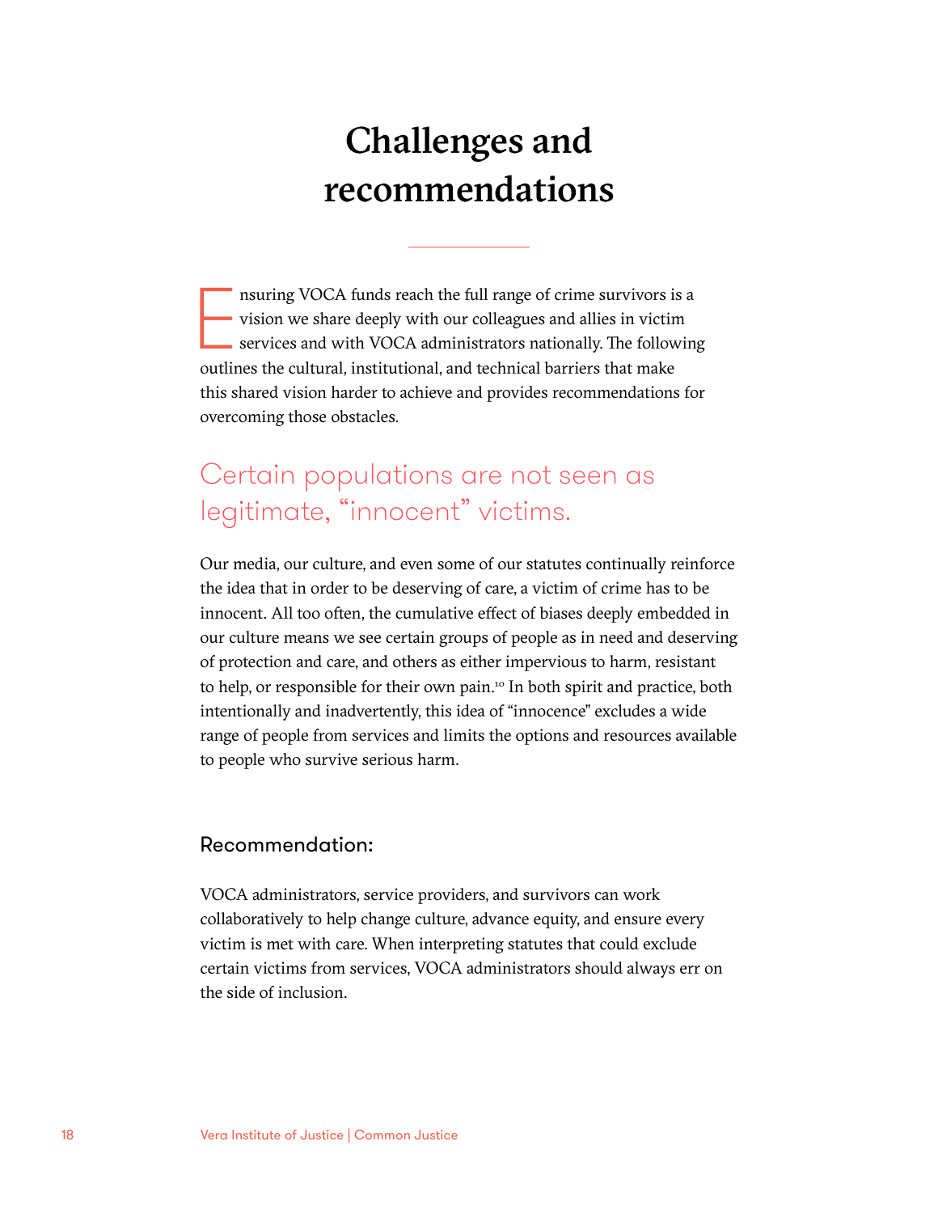# Challenges and recommendations

Ensuring VOCA funds reach the full range of crime survivors is a vision we share deeply with our colleagues and allies in victim services and with VOCA administrators nationally. The following outlines the cultural, institutional, and technical barriers that make this shared vision harder to achieve and provides recommendations for overcoming those obstacles.

## Certain populations are not seen as legitimate, "innocent" victims.

Our media, our culture, and even some of our statutes continually reinforce the idea that in order to be deserving of care, a victim of crime has to be innocent. All too often, the cumulative effect of biases deeply embedded in our culture means we see certain groups of people as in need and deserving of protection and care, and others as either impervious to harm, resistant to help, or responsible for their own pain.[10] In both spirit and practice, both intentionally and inadvertently, this idea of "innocence" excludes a wide range of people from services and limits the options and resources available to people who survive serious harm.

### Recommendation:

VOCA administrators, service providers, and survivors can work collaboratively to help change culture, advance equity, and ensure every victim is met with care. When interpreting statutes that could exclude certain victims from services, VOCA administrators should always err on the side of inclusion.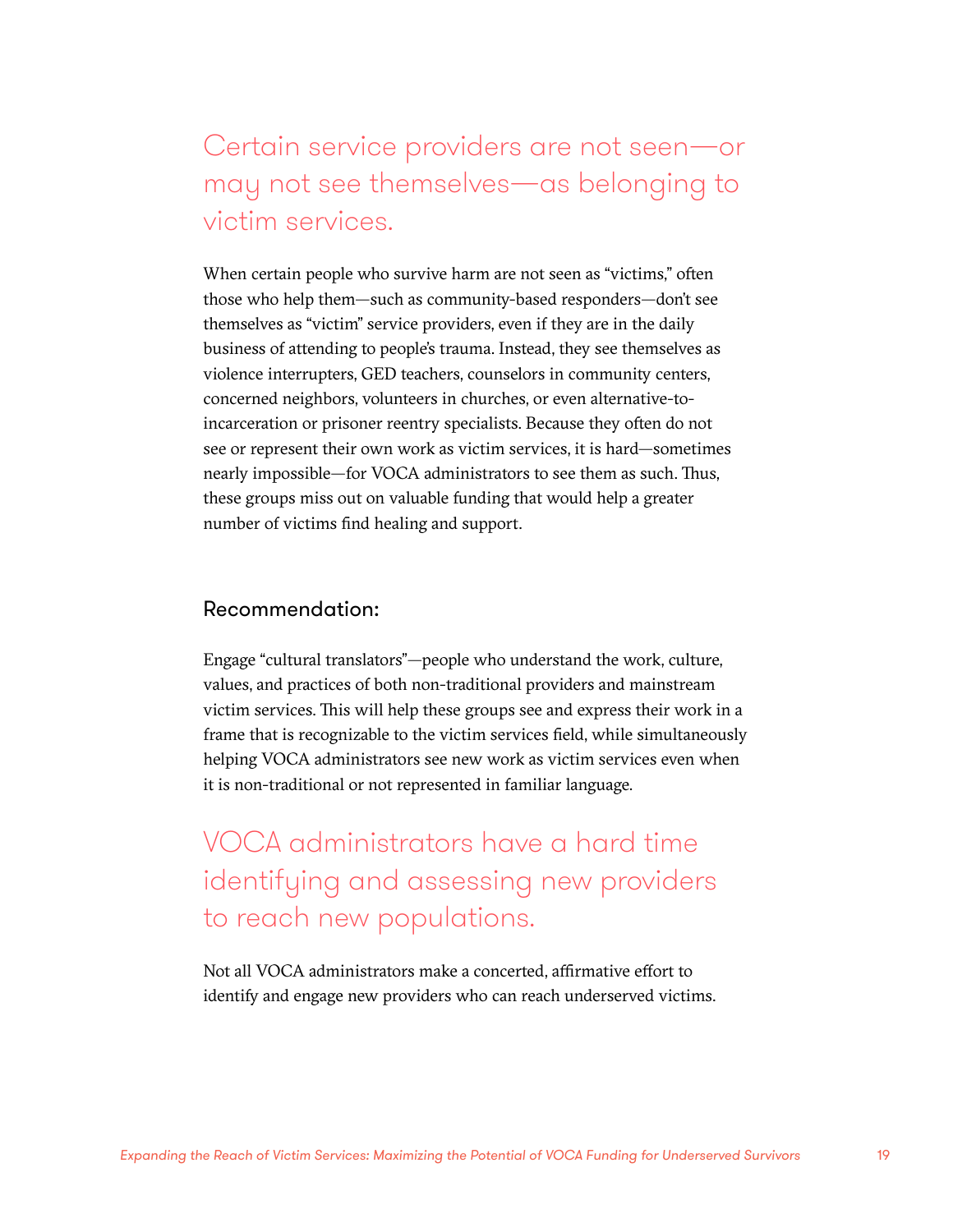## Certain service providers are not seen—or may not see themselves—as belonging to victim services.

When certain people who survive harm are not seen as "victims," often those who help them—such as community-based responders—don't see themselves as "victim" service providers, even if they are in the daily business of attending to people's trauma. Instead, they see themselves as violence interrupters, GED teachers, counselors in community centers, concerned neighbors, volunteers in churches, or even alternative-to-incarceration or prisoner reentry specialists. Because they often do not see or represent their own work as victim services, it is hard—sometimes nearly impossible—for VOCA administrators to see them as such. Thus, these groups miss out on valuable funding that would help a greater number of victims find healing and support.

### Recommendation:

Engage "cultural translators"—people who understand the work, culture, values, and practices of both non-traditional providers and mainstream victim services. This will help these groups see and express their work in a frame that is recognizable to the victim services field, while simultaneously helping VOCA administrators see new work as victim services even when it is non-traditional or not represented in familiar language.

## VOCA administrators have a hard time identifying and assessing new providers to reach new populations.

Not all VOCA administrators make a concerted, affirmative effort to identify and engage new providers who can reach underserved victims.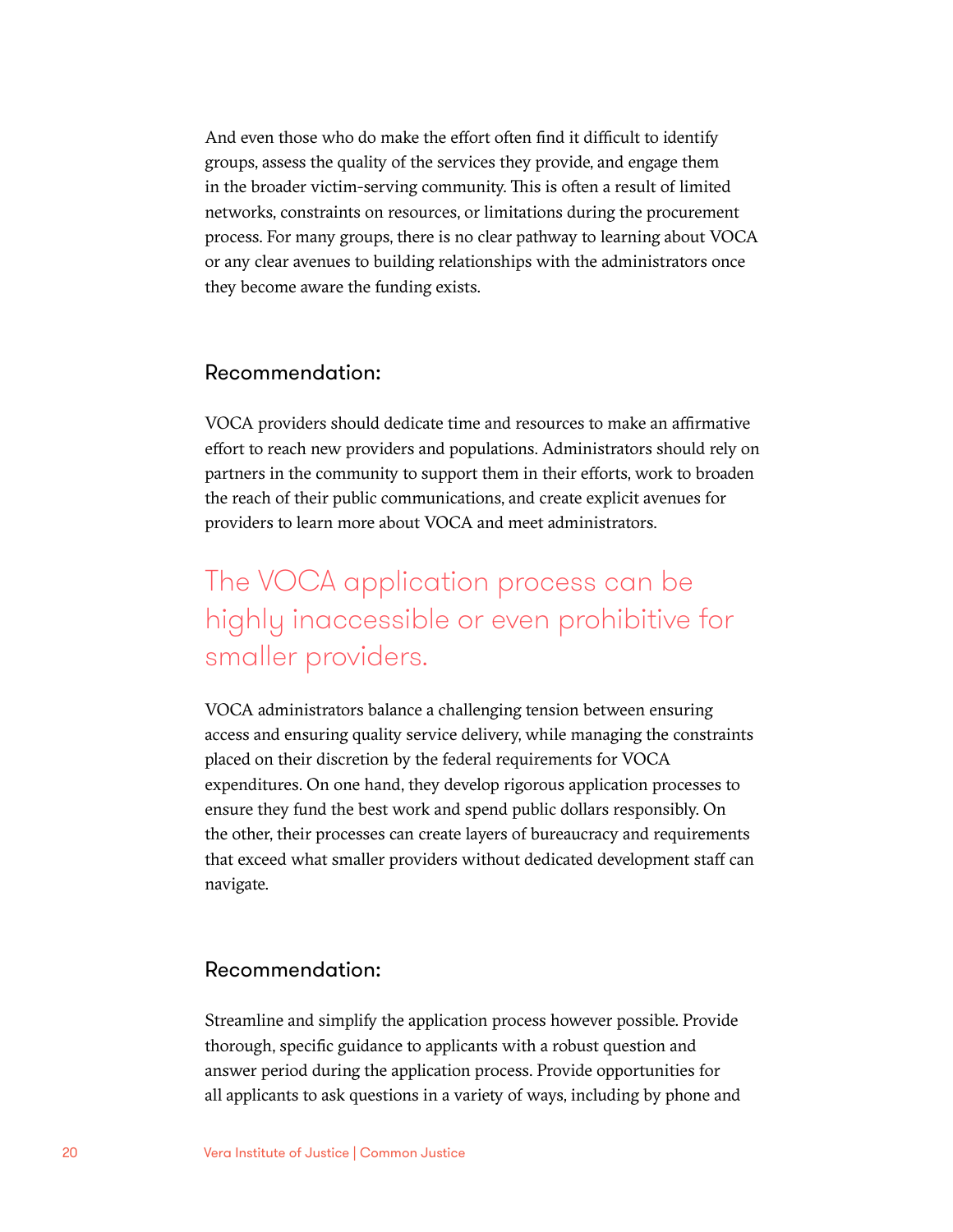And even those who do make the effort often find it difficult to identify groups, assess the quality of the services they provide, and engage them in the broader victim-serving community. This is often a result of limited networks, constraints on resources, or limitations during the procurement process. For many groups, there is no clear pathway to learning about VOCA or any clear avenues to building relationships with the administrators once they become aware the funding exists.

### Recommendation:

VOCA providers should dedicate time and resources to make an affirmative effort to reach new providers and populations. Administrators should rely on partners in the community to support them in their efforts, work to broaden the reach of their public communications, and create explicit avenues for providers to learn more about VOCA and meet administrators.

## The VOCA application process can be highly inaccessible or even prohibitive for smaller providers.

VOCA administrators balance a challenging tension between ensuring access and ensuring quality service delivery, while managing the constraints placed on their discretion by the federal requirements for VOCA expenditures. On one hand, they develop rigorous application processes to ensure they fund the best work and spend public dollars responsibly. On the other, their processes can create layers of bureaucracy and requirements that exceed what smaller providers without dedicated development staff can navigate.

### Recommendation:

Streamline and simplify the application process however possible. Provide thorough, specific guidance to applicants with a robust question and answer period during the application process. Provide opportunities for all applicants to ask questions in a variety of ways, including by phone and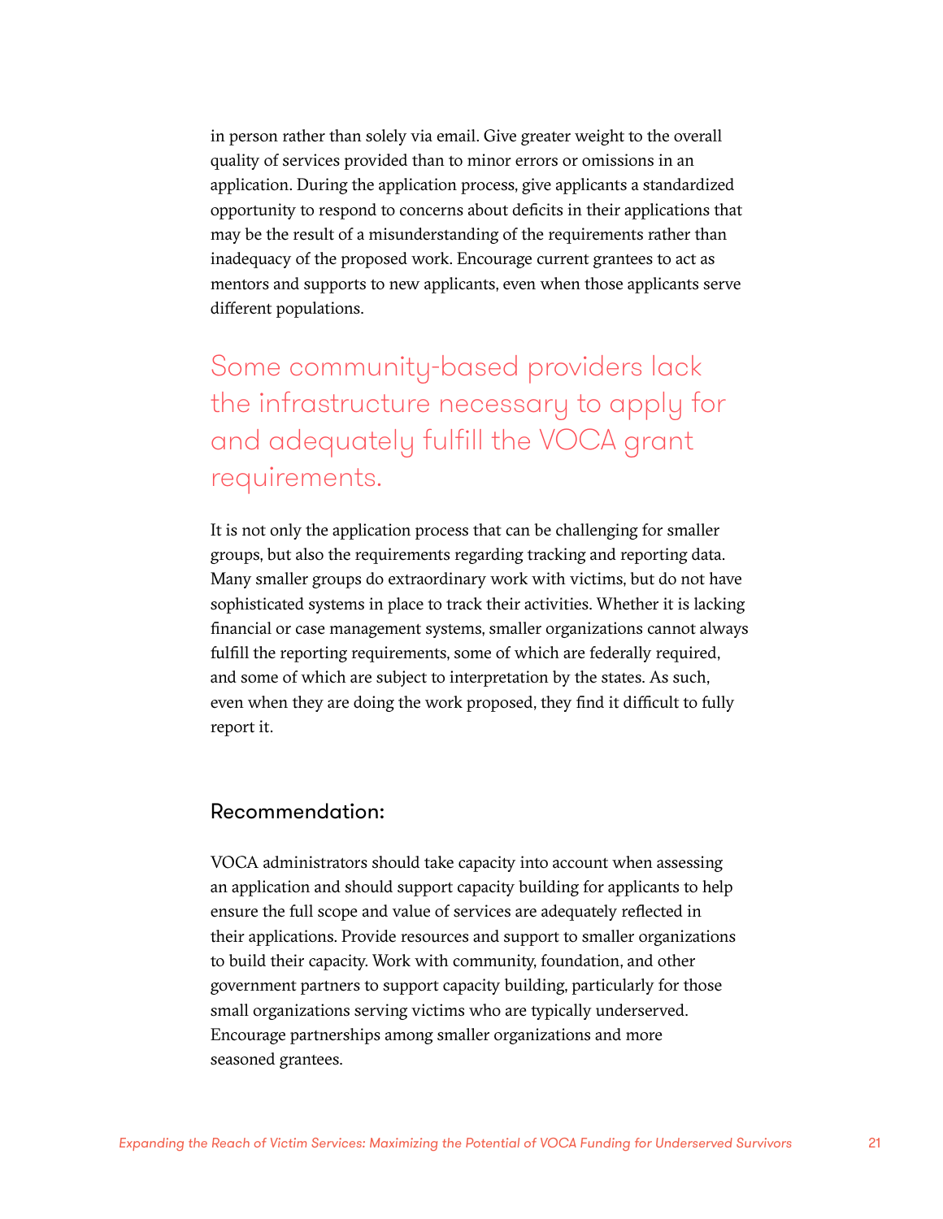in person rather than solely via email. Give greater weight to the overall quality of services provided than to minor errors or omissions in an application. During the application process, give applicants a standardized opportunity to respond to concerns about deficits in their applications that may be the result of a misunderstanding of the requirements rather than inadequacy of the proposed work. Encourage current grantees to act as mentors and supports to new applicants, even when those applicants serve different populations.

## Some community-based providers lack the infrastructure necessary to apply for and adequately fulfill the VOCA grant requirements.

It is not only the application process that can be challenging for smaller groups, but also the requirements regarding tracking and reporting data. Many smaller groups do extraordinary work with victims, but do not have sophisticated systems in place to track their activities. Whether it is lacking financial or case management systems, smaller organizations cannot always fulfill the reporting requirements, some of which are federally required, and some of which are subject to interpretation by the states. As such, even when they are doing the work proposed, they find it difficult to fully report it.

### Recommendation:

VOCA administrators should take capacity into account when assessing an application and should support capacity building for applicants to help ensure the full scope and value of services are adequately reflected in their applications. Provide resources and support to smaller organizations to build their capacity. Work with community, foundation, and other government partners to support capacity building, particularly for those small organizations serving victims who are typically underserved. Encourage partnerships among smaller organizations and more seasoned grantees.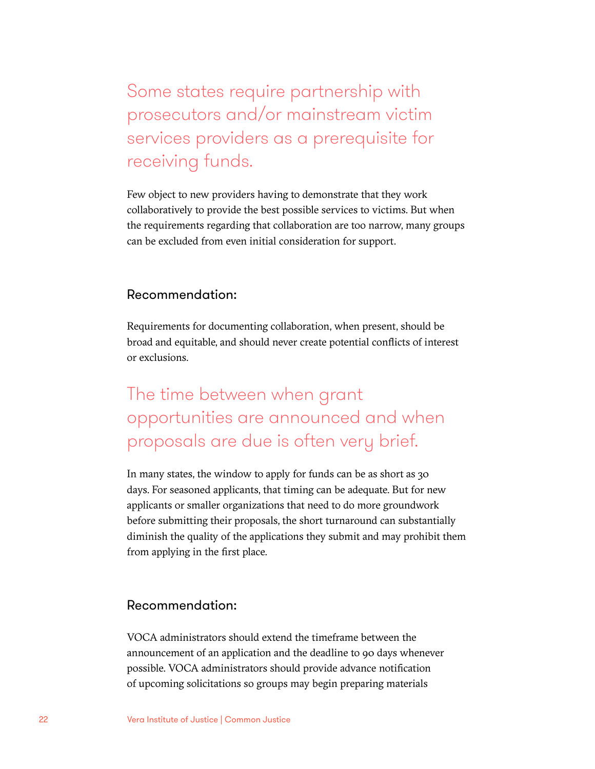## Some states require partnership with prosecutors and/or mainstream victim services providers as a prerequisite for receiving funds.

Few object to new providers having to demonstrate that they work collaboratively to provide the best possible services to victims. But when the requirements regarding that collaboration are too narrow, many groups can be excluded from even initial consideration for support.

### Recommendation:

Requirements for documenting collaboration, when present, should be broad and equitable, and should never create potential conflicts of interest or exclusions.

## The time between when grant opportunities are announced and when proposals are due is often very brief.

In many states, the window to apply for funds can be as short as 30 days. For seasoned applicants, that timing can be adequate. But for new applicants or smaller organizations that need to do more groundwork before submitting their proposals, the short turnaround can substantially diminish the quality of the applications they submit and may prohibit them from applying in the first place.

### Recommendation:

VOCA administrators should extend the timeframe between the announcement of an application and the deadline to 90 days whenever possible. VOCA administrators should provide advance notification of upcoming solicitations so groups may begin preparing materials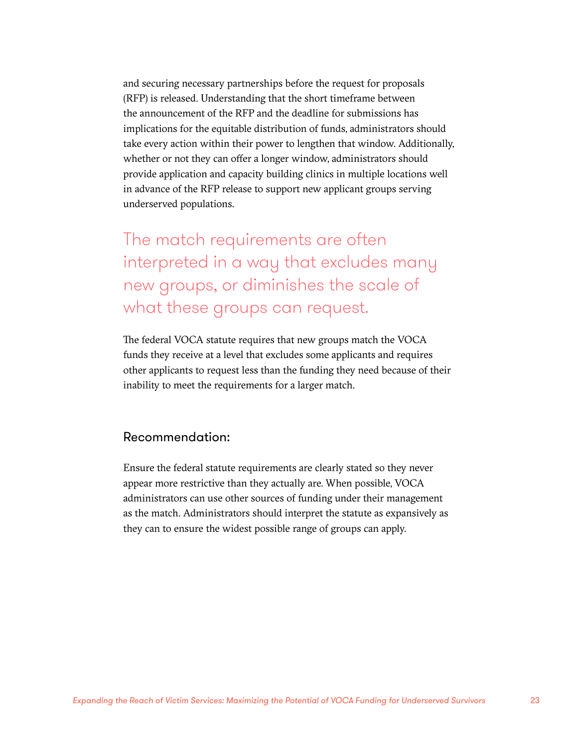and securing necessary partnerships before the request for proposals (RFP) is released. Understanding that the short timeframe between the announcement of the RFP and the deadline for submissions has implications for the equitable distribution of funds, administrators should take every action within their power to lengthen that window. Additionally, whether or not they can offer a longer window, administrators should provide application and capacity building clinics in multiple locations well in advance of the RFP release to support new applicant groups serving underserved populations.

## The match requirements are often interpreted in a way that excludes many new groups, or diminishes the scale of what these groups can request.

The federal VOCA statute requires that new groups match the VOCA funds they receive at a level that excludes some applicants and requires other applicants to request less than the funding they need because of their inability to meet the requirements for a larger match.

### Recommendation:

Ensure the federal statute requirements are clearly stated so they never appear more restrictive than they actually are. When possible, VOCA administrators can use other sources of funding under their management as the match. Administrators should interpret the statute as expansively as they can to ensure the widest possible range of groups can apply.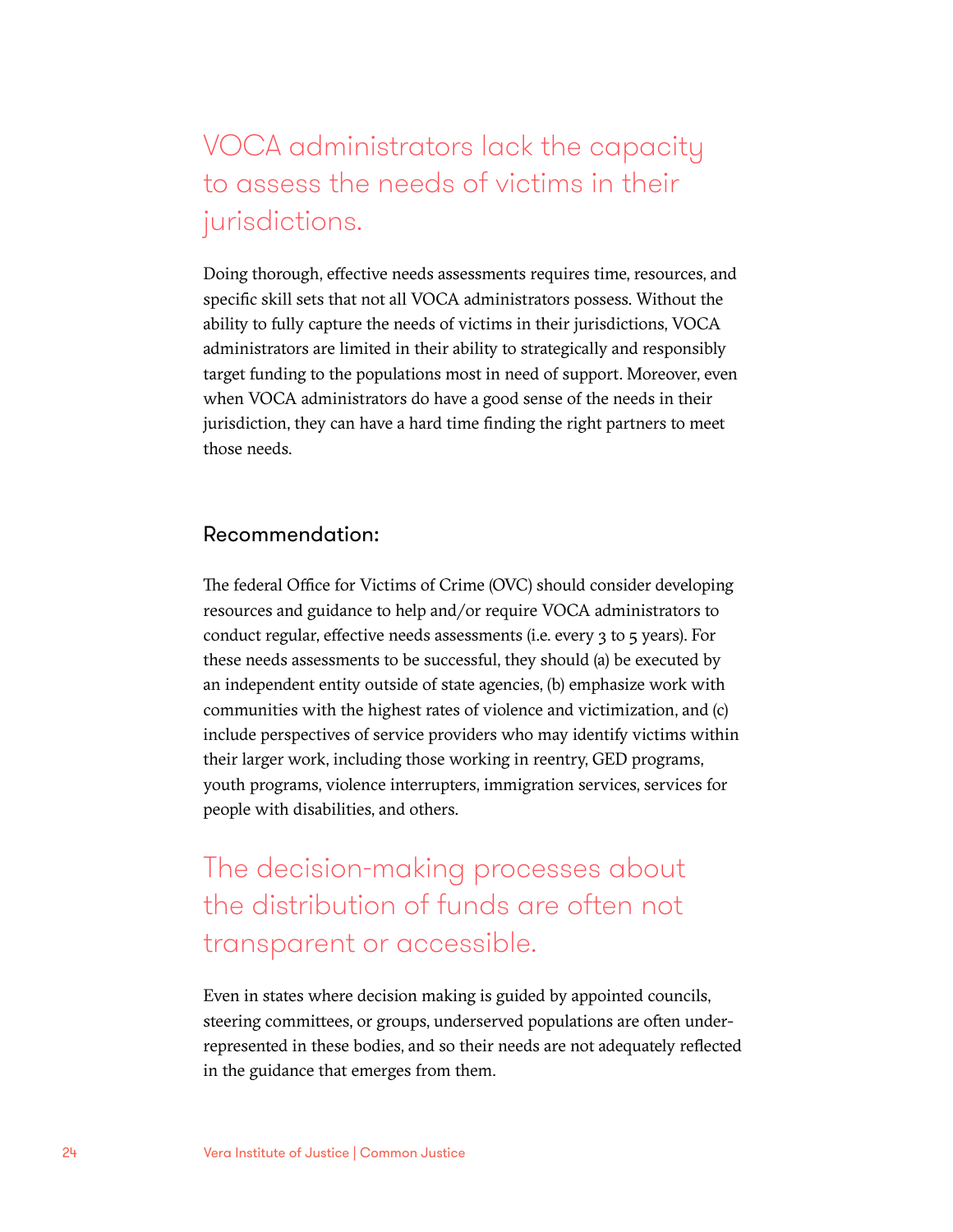## VOCA administrators lack the capacity to assess the needs of victims in their jurisdictions.

Doing thorough, effective needs assessments requires time, resources, and specific skill sets that not all VOCA administrators possess. Without the ability to fully capture the needs of victims in their jurisdictions, VOCA administrators are limited in their ability to strategically and responsibly target funding to the populations most in need of support. Moreover, even when VOCA administrators do have a good sense of the needs in their jurisdiction, they can have a hard time finding the right partners to meet those needs.

### Recommendation:

The federal Office for Victims of Crime (OVC) should consider developing resources and guidance to help and/or require VOCA administrators to conduct regular, effective needs assessments (i.e. every 3 to 5 years). For these needs assessments to be successful, they should (a) be executed by an independent entity outside of state agencies, (b) emphasize work with communities with the highest rates of violence and victimization, and (c) include perspectives of service providers who may identify victims within their larger work, including those working in reentry, GED programs, youth programs, violence interrupters, immigration services, services for people with disabilities, and others.

## The decision-making processes about the distribution of funds are often not transparent or accessible.

Even in states where decision making is guided by appointed councils, steering committees, or groups, underserved populations are often under-represented in these bodies, and so their needs are not adequately reflected in the guidance that emerges from them.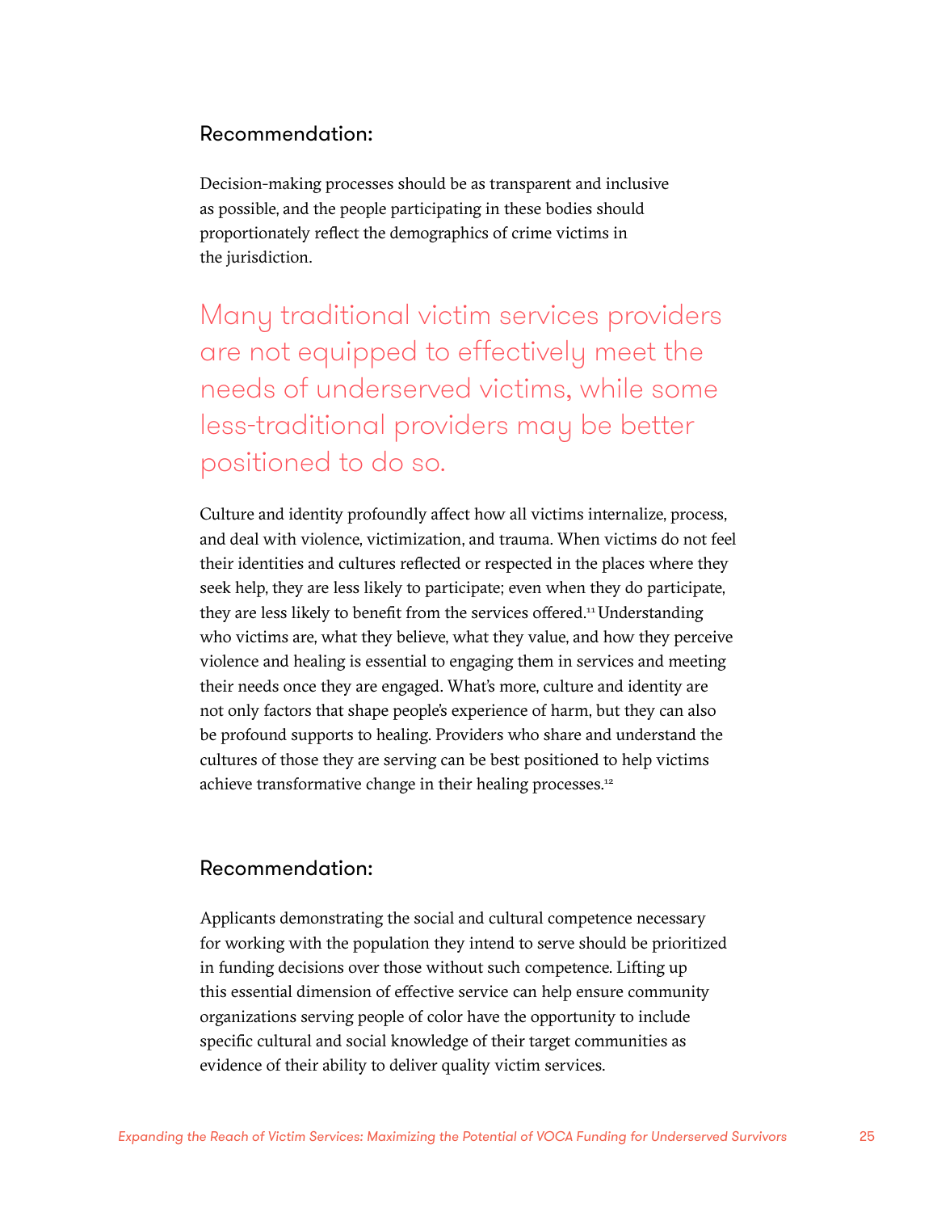### Recommendation:

Decision-making processes should be as transparent and inclusive as possible, and the people participating in these bodies should proportionately reflect the demographics of crime victims in the jurisdiction.

> Many traditional victim services providers are not equipped to effectively meet the needs of underserved victims, while some less-traditional providers may be better positioned to do so.

Culture and identity profoundly affect how all victims internalize, process, and deal with violence, victimization, and trauma. When victims do not feel their identities and cultures reflected or respected in the places where they seek help, they are less likely to participate; even when they do participate, they are less likely to benefit from the services offered.[11] Understanding who victims are, what they believe, what they value, and how they perceive violence and healing is essential to engaging them in services and meeting their needs once they are engaged. What's more, culture and identity are not only factors that shape people's experience of harm, but they can also be profound supports to healing. Providers who share and understand the cultures of those they are serving can be best positioned to help victims achieve transformative change in their healing processes.[12]

### Recommendation:

Applicants demonstrating the social and cultural competence necessary for working with the population they intend to serve should be prioritized in funding decisions over those without such competence. Lifting up this essential dimension of effective service can help ensure community organizations serving people of color have the opportunity to include specific cultural and social knowledge of their target communities as evidence of their ability to deliver quality victim services.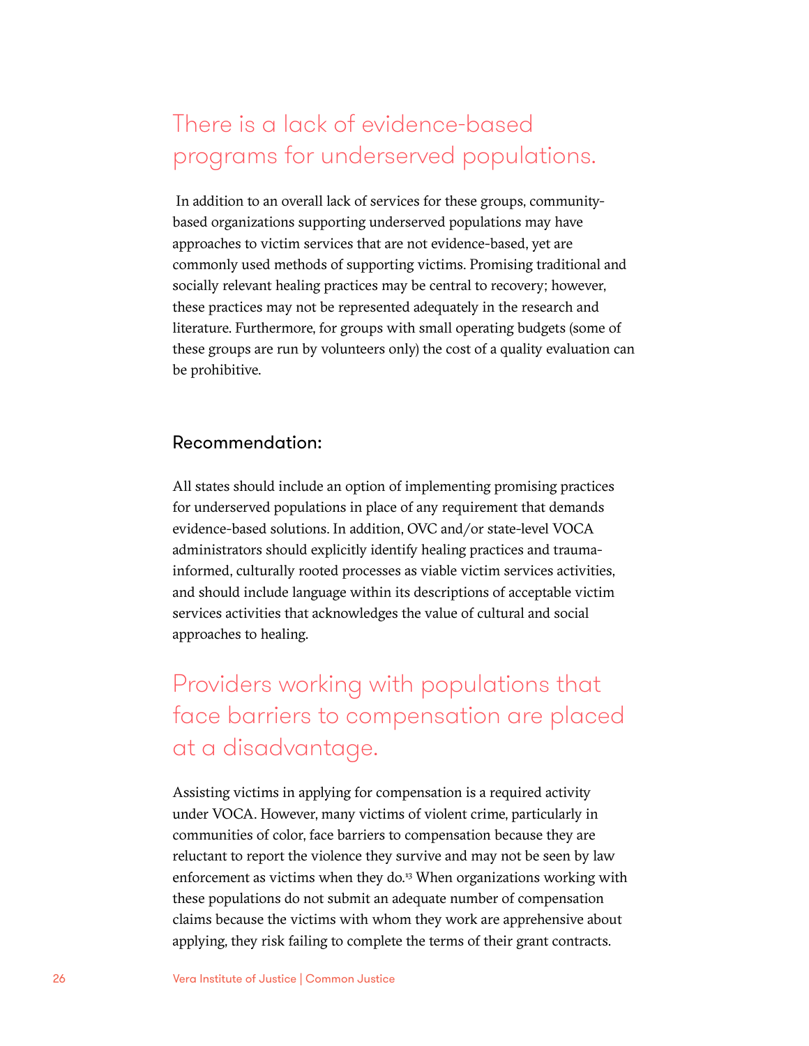## There is a lack of evidence-based programs for underserved populations.

In addition to an overall lack of services for these groups, community-based organizations supporting underserved populations may have approaches to victim services that are not evidence-based, yet are commonly used methods of supporting victims. Promising traditional and socially relevant healing practices may be central to recovery; however, these practices may not be represented adequately in the research and literature. Furthermore, for groups with small operating budgets (some of these groups are run by volunteers only) the cost of a quality evaluation can be prohibitive.

### Recommendation:

All states should include an option of implementing promising practices for underserved populations in place of any requirement that demands evidence-based solutions. In addition, OVC and/or state-level VOCA administrators should explicitly identify healing practices and trauma-informed, culturally rooted processes as viable victim services activities, and should include language within its descriptions of acceptable victim services activities that acknowledges the value of cultural and social approaches to healing.

## Providers working with populations that face barriers to compensation are placed at a disadvantage.

Assisting victims in applying for compensation is a required activity under VOCA. However, many victims of violent crime, particularly in communities of color, face barriers to compensation because they are reluctant to report the violence they survive and may not be seen by law enforcement as victims when they do.[13] When organizations working with these populations do not submit an adequate number of compensation claims because the victims with whom they work are apprehensive about applying, they risk failing to complete the terms of their grant contracts.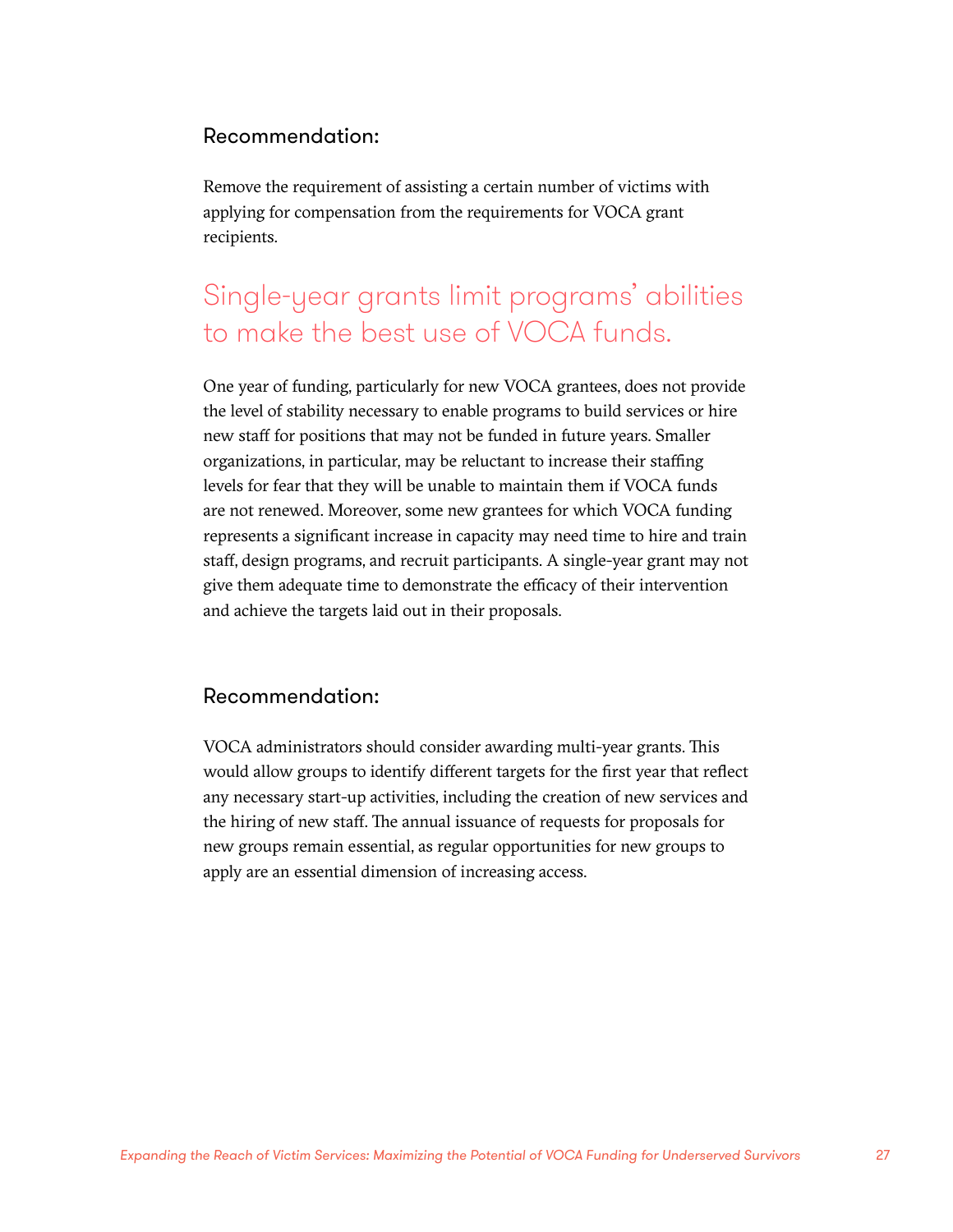### Recommendation:

Remove the requirement of assisting a certain number of victims with applying for compensation from the requirements for VOCA grant recipients.

## Single-year grants limit programs' abilities to make the best use of VOCA funds.

One year of funding, particularly for new VOCA grantees, does not provide the level of stability necessary to enable programs to build services or hire new staff for positions that may not be funded in future years. Smaller organizations, in particular, may be reluctant to increase their staffing levels for fear that they will be unable to maintain them if VOCA funds are not renewed. Moreover, some new grantees for which VOCA funding represents a significant increase in capacity may need time to hire and train staff, design programs, and recruit participants. A single-year grant may not give them adequate time to demonstrate the efficacy of their intervention and achieve the targets laid out in their proposals.

### Recommendation:

VOCA administrators should consider awarding multi-year grants. This would allow groups to identify different targets for the first year that reflect any necessary start-up activities, including the creation of new services and the hiring of new staff. The annual issuance of requests for proposals for new groups remain essential, as regular opportunities for new groups to apply are an essential dimension of increasing access.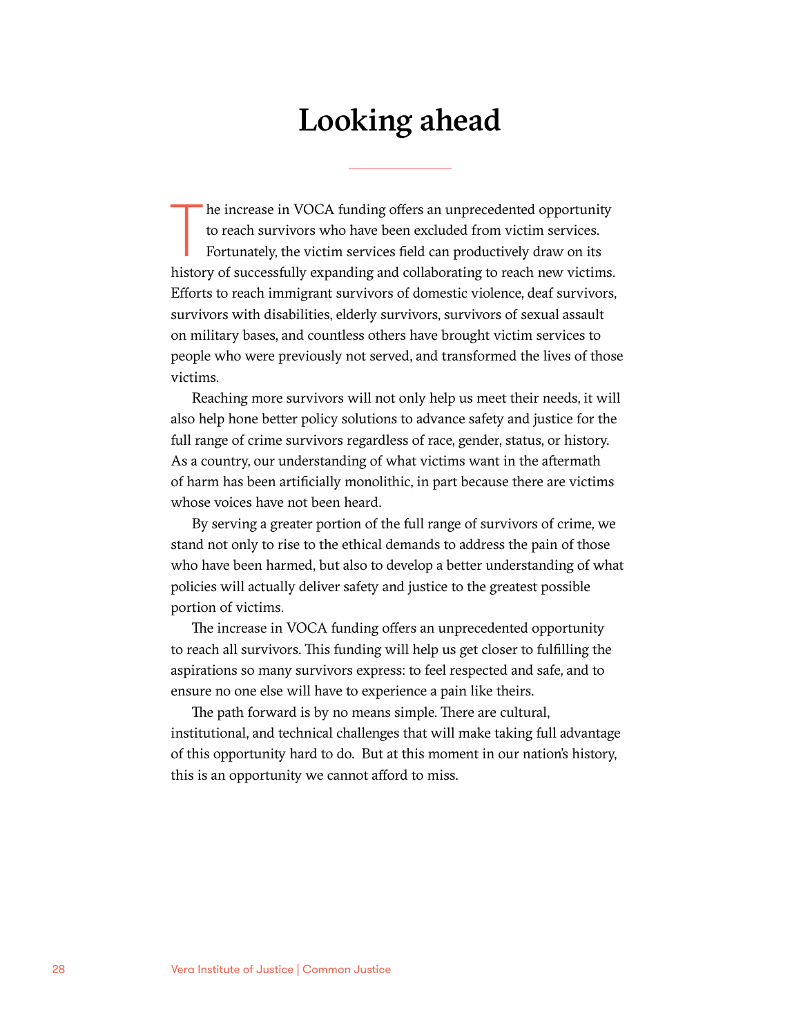# Looking ahead

The increase in VOCA funding offers an unprecedented opportunity to reach survivors who have been excluded from victim services. Fortunately, the victim services field can productively draw on its history of successfully expanding and collaborating to reach new victims. Efforts to reach immigrant survivors of domestic violence, deaf survivors, survivors with disabilities, elderly survivors, survivors of sexual assault on military bases, and countless others have brought victim services to people who were previously not served, and transformed the lives of those victims.

Reaching more survivors will not only help us meet their needs, it will also help hone better policy solutions to advance safety and justice for the full range of crime survivors regardless of race, gender, status, or history. As a country, our understanding of what victims want in the aftermath of harm has been artificially monolithic, in part because there are victims whose voices have not been heard.

By serving a greater portion of the full range of survivors of crime, we stand not only to rise to the ethical demands to address the pain of those who have been harmed, but also to develop a better understanding of what policies will actually deliver safety and justice to the greatest possible portion of victims.

The increase in VOCA funding offers an unprecedented opportunity to reach all survivors. This funding will help us get closer to fulfilling the aspirations so many survivors express: to feel respected and safe, and to ensure no one else will have to experience a pain like theirs.

The path forward is by no means simple. There are cultural, institutional, and technical challenges that will make taking full advantage of this opportunity hard to do. But at this moment in our nation's history, this is an opportunity we cannot afford to miss.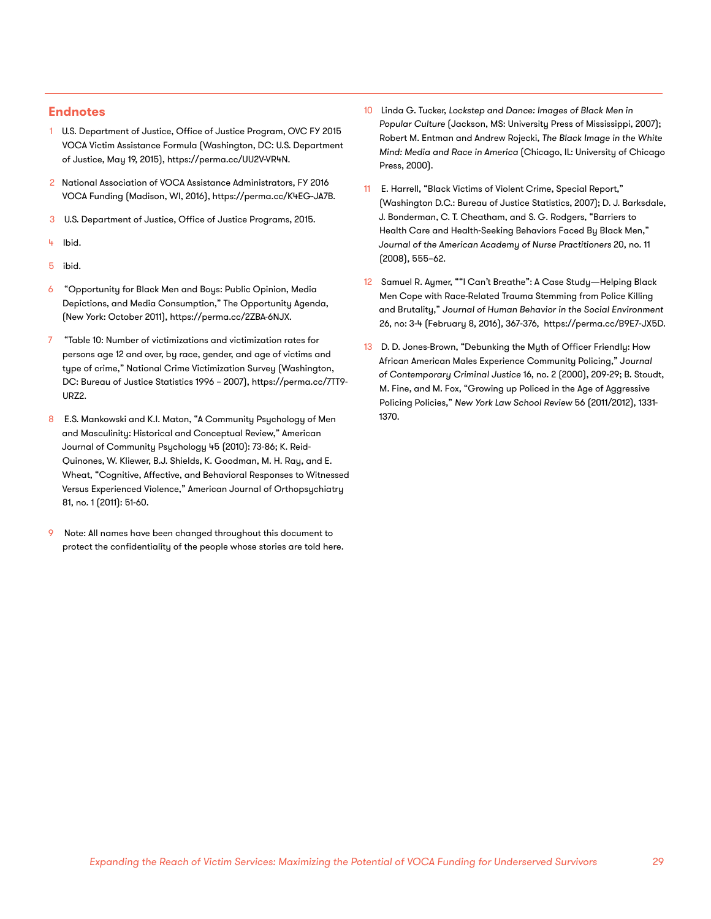## Endnotes

1. U.S. Department of Justice, Office of Justice Program, OVC FY 2015 VOCA Victim Assistance Formula (Washington, DC: U.S. Department of Justice, May 19, 2015), https://perma.cc/UU2V-VR4N.

2. National Association of VOCA Assistance Administrators, FY 2016 VOCA Funding (Madison, WI, 2016), https://perma.cc/K4EG-JA7B.

3. U.S. Department of Justice, Office of Justice Programs, 2015.

4. Ibid.

5. ibid.

6. "Opportunity for Black Men and Boys: Public Opinion, Media Depictions, and Media Consumption," The Opportunity Agenda, (New York: October 2011), https://perma.cc/2ZBA-6NJX.

7. "Table 10: Number of victimizations and victimization rates for persons age 12 and over, by race, gender, and age of victims and type of crime," National Crime Victimization Survey (Washington, DC: Bureau of Justice Statistics 1996 – 2007), https://perma.cc/7TT9-URZ2.

8. E.S. Mankowski and K.I. Maton, "A Community Psychology of Men and Masculinity: Historical and Conceptual Review," American Journal of Community Psychology 45 (2010): 73-86; K. Reid-Quinones, W. Kliewer, B.J. Shields, K. Goodman, M. H. Ray, and E. Wheat, "Cognitive, Affective, and Behavioral Responses to Witnessed Versus Experienced Violence," American Journal of Orthopsychiatry 81, no. 1 (2011): 51-60.

9. Note: All names have been changed throughout this document to protect the confidentiality of the people whose stories are told here.

10. Linda G. Tucker, *Lockstep and Dance: Images of Black Men in Popular Culture* (Jackson, MS: University Press of Mississippi, 2007); Robert M. Entman and Andrew Rojecki, *The Black Image in the White Mind: Media and Race in America* (Chicago, IL: University of Chicago Press, 2000).

11. E. Harrell, "Black Victims of Violent Crime, Special Report," (Washington D.C.: Bureau of Justice Statistics, 2007); D. J. Barksdale, J. Bonderman, C. T. Cheatham, and S. G. Rodgers, "Barriers to Health Care and Health-Seeking Behaviors Faced By Black Men," *Journal of the American Academy of Nurse Practitioners* 20, no. 11 (2008), 555–62.

12. Samuel R. Aymer, ""I Can't Breathe": A Case Study—Helping Black Men Cope with Race-Related Trauma Stemming from Police Killing and Brutality," *Journal of Human Behavior in the Social Environment* 26, no: 3-4 (February 8, 2016), 367-376, https://perma.cc/B9E7-JX5D.

13. D. D. Jones-Brown, "Debunking the Myth of Officer Friendly: How African American Males Experience Community Policing," *Journal of Contemporary Criminal Justice* 16, no. 2 (2000), 209-29; B. Stoudt, M. Fine, and M. Fox, "Growing up Policed in the Age of Aggressive Policing Policies," *New York Law School Review* 56 (2011/2012), 1331-1370.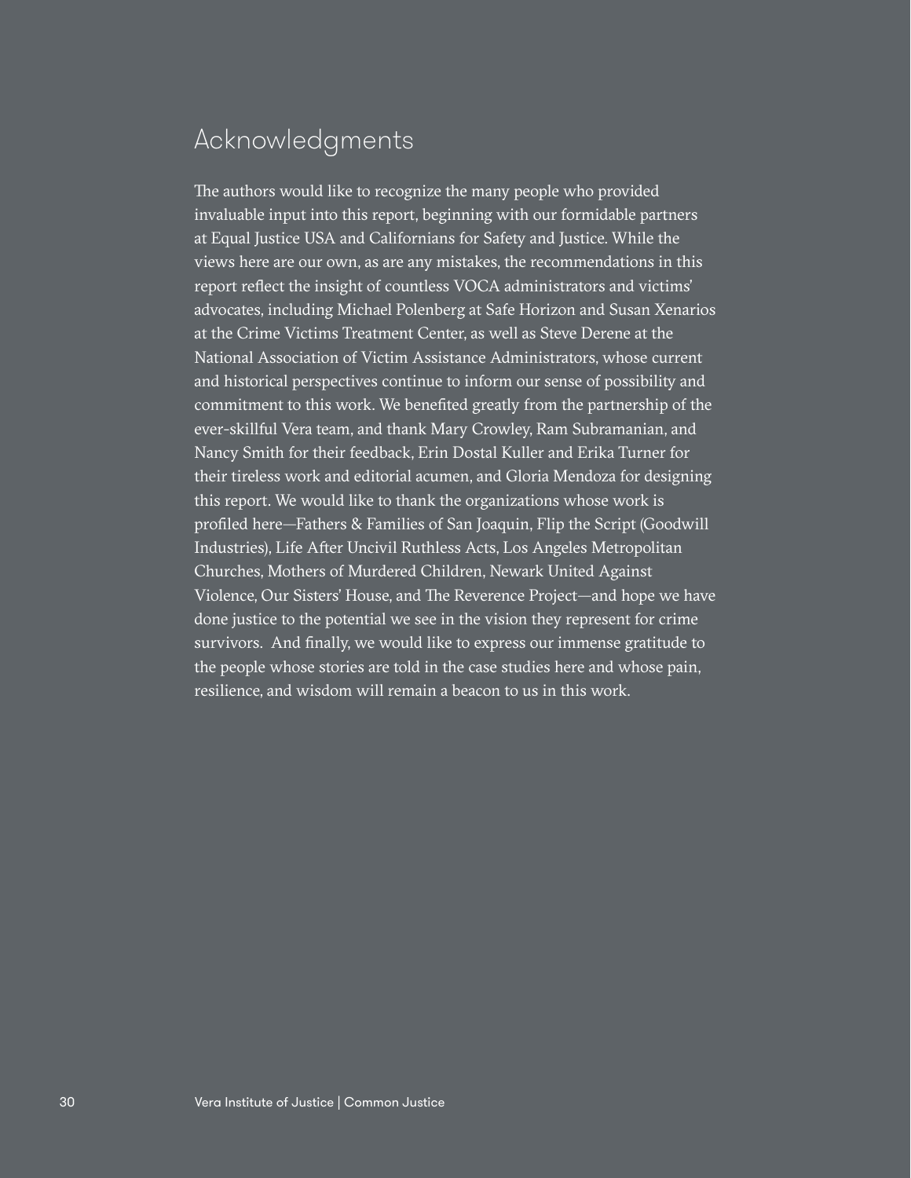## Acknowledgments

The authors would like to recognize the many people who provided invaluable input into this report, beginning with our formidable partners at Equal Justice USA and Californians for Safety and Justice. While the views here are our own, as are any mistakes, the recommendations in this report reflect the insight of countless VOCA administrators and victims' advocates, including Michael Polenberg at Safe Horizon and Susan Xenarios at the Crime Victims Treatment Center, as well as Steve Derene at the National Association of Victim Assistance Administrators, whose current and historical perspectives continue to inform our sense of possibility and commitment to this work. We benefited greatly from the partnership of the ever-skillful Vera team, and thank Mary Crowley, Ram Subramanian, and Nancy Smith for their feedback, Erin Dostal Kuller and Erika Turner for their tireless work and editorial acumen, and Gloria Mendoza for designing this report. We would like to thank the organizations whose work is profiled here—Fathers & Families of San Joaquin, Flip the Script (Goodwill Industries), Life After Uncivil Ruthless Acts, Los Angeles Metropolitan Churches, Mothers of Murdered Children, Newark United Against Violence, Our Sisters' House, and The Reverence Project—and hope we have done justice to the potential we see in the vision they represent for crime survivors. And finally, we would like to express our immense gratitude to the people whose stories are told in the case studies here and whose pain, resilience, and wisdom will remain a beacon to us in this work.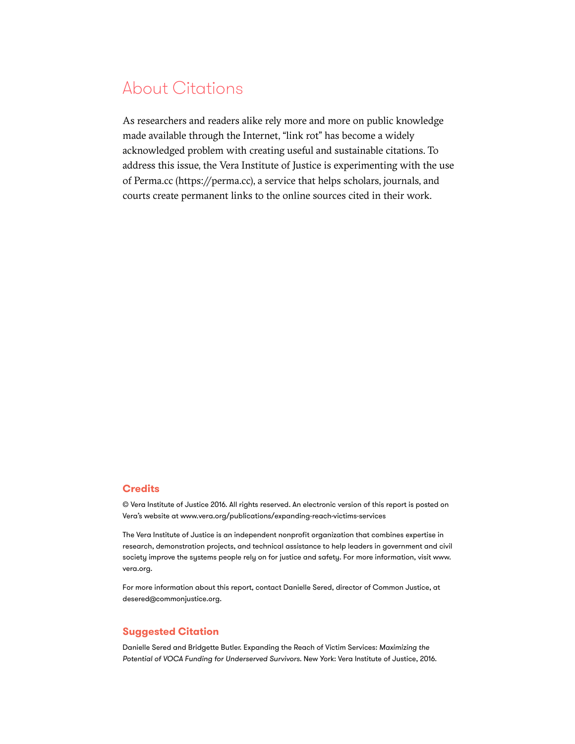# About Citations

As researchers and readers alike rely more and more on public knowledge made available through the Internet, "link rot" has become a widely acknowledged problem with creating useful and sustainable citations. To address this issue, the Vera Institute of Justice is experimenting with the use of Perma.cc (https://perma.cc), a service that helps scholars, journals, and courts create permanent links to the online sources cited in their work.

## Credits

© Vera Institute of Justice 2016. All rights reserved. An electronic version of this report is posted on Vera's website at www.vera.org/publications/expanding-reach-victims-services

The Vera Institute of Justice is an independent nonprofit organization that combines expertise in research, demonstration projects, and technical assistance to help leaders in government and civil society improve the systems people rely on for justice and safety. For more information, visit www.vera.org.

For more information about this report, contact Danielle Sered, director of Common Justice, at desered@commonjustice.org.

## Suggested Citation

Danielle Sered and Bridgette Butler. Expanding the Reach of Victim Services: *Maximizing the Potential of VOCA Funding for Underserved Survivors*. New York: Vera Institute of Justice, 2016.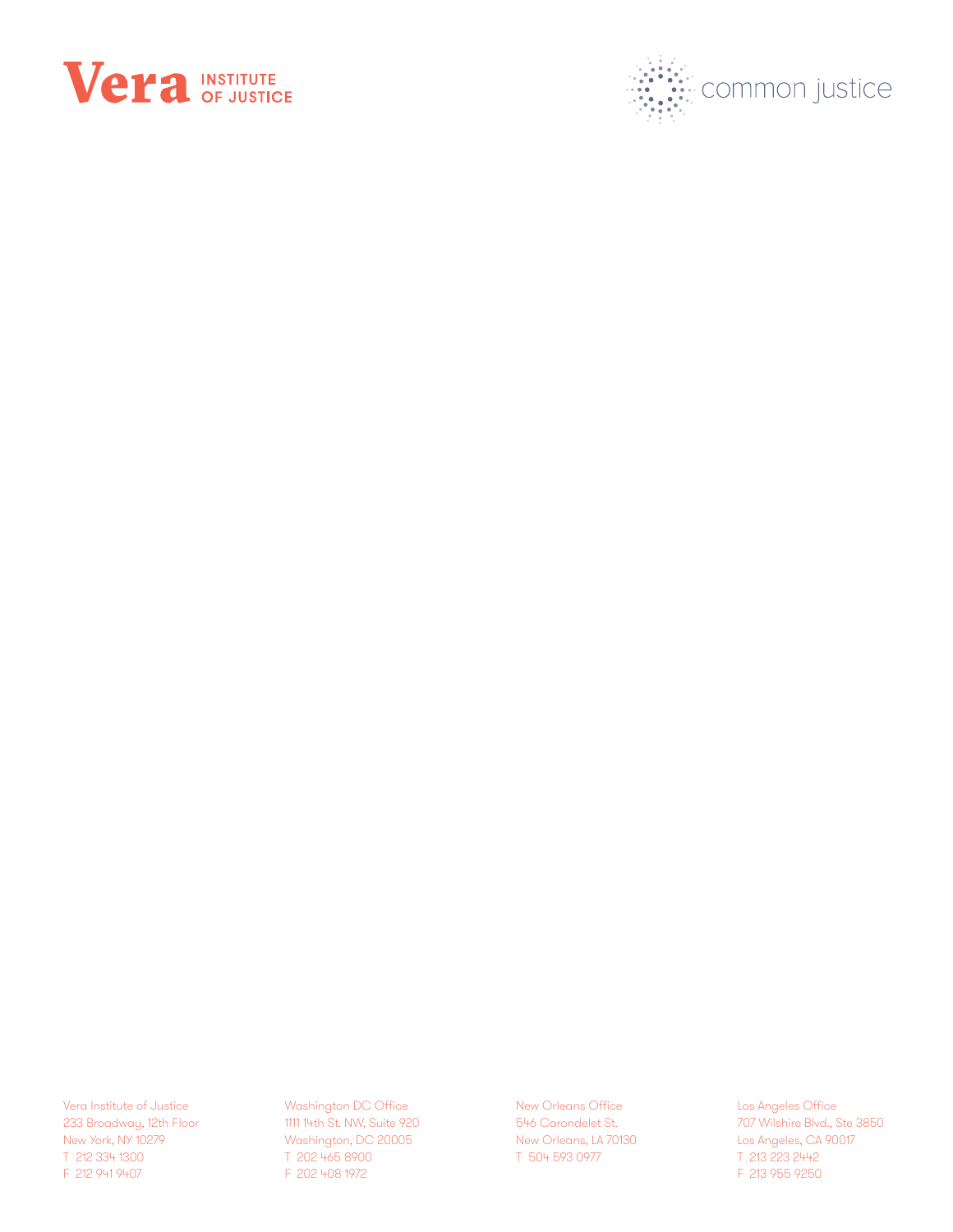Vera INSTITUTE OF JUSTICE

common justice

Vera Institute of Justice
233 Broadway, 12th Floor
New York, NY 10279
T 212 334 1300
F 212 941 9407

Washington DC Office
1111 14th St. NW, Suite 920
Washington, DC 20005
T 202 465 8900
F 202 408 1972

New Orleans Office
546 Carondelet St.
New Orleans, LA 70130
T 504 593 0977

Los Angeles Office
707 Wilshire Blvd., Ste 3850
Los Angeles, CA 90017
T 213 223 2442
F 213 955 9250